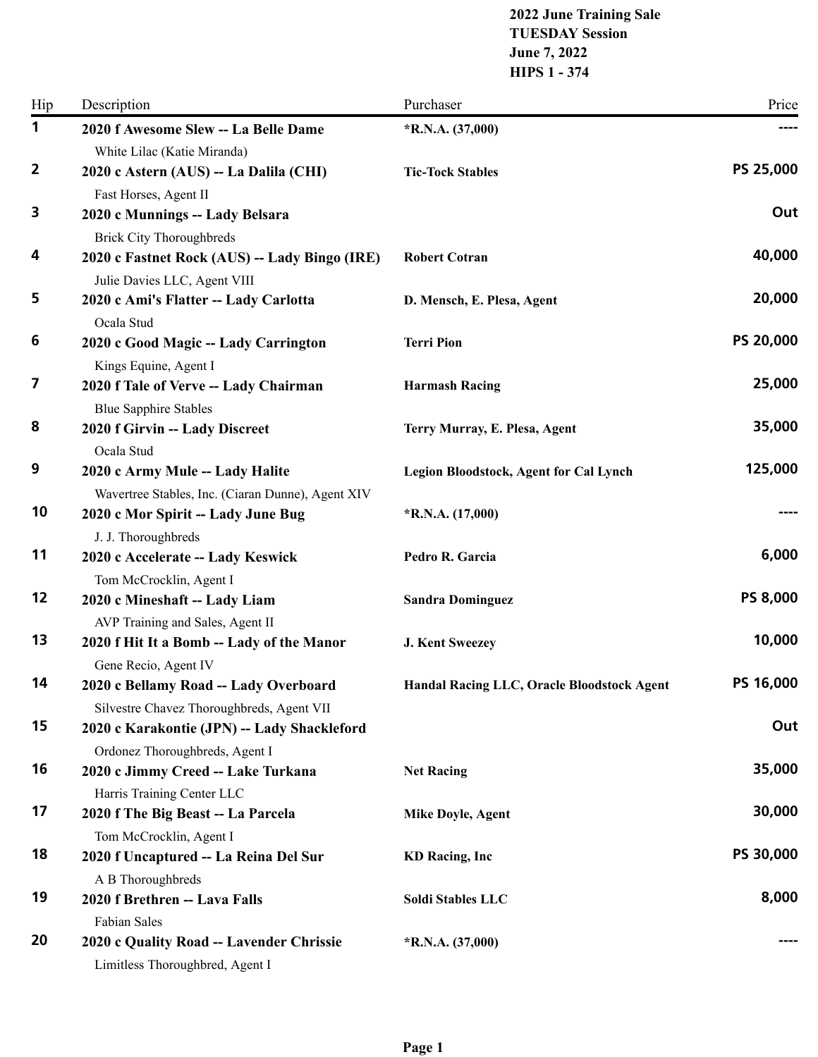**2022 June Training Sale**
**TUESDAY Session**
**June 7, 2022**
**HIPS 1 - 374**

| Hip | Description | Purchaser | Price |
|---|---|---|---|
| 1 | **2020 f Awesome Slew -- La Belle Dame**<br>White Lilac (Katie Miranda) | *R.N.A. (37,000) | ---- |
| 2 | **2020 c Astern (AUS) -- La Dalila (CHI)**<br>Fast Horses, Agent II | Tic-Tock Stables | PS 25,000 |
| 3 | **2020 c Munnings -- Lady Belsara**<br>Brick City Thoroughbreds | | Out |
| 4 | **2020 c Fastnet Rock (AUS) -- Lady Bingo (IRE)**<br>Julie Davies LLC, Agent VIII | Robert Cotran | 40,000 |
| 5 | **2020 c Ami's Flatter -- Lady Carlotta**<br>Ocala Stud | D. Mensch, E. Plesa, Agent | 20,000 |
| 6 | **2020 c Good Magic -- Lady Carrington**<br>Kings Equine, Agent I | Terri Pion | PS 20,000 |
| 7 | **2020 f Tale of Verve -- Lady Chairman**<br>Blue Sapphire Stables | Harmash Racing | 25,000 |
| 8 | **2020 f Girvin -- Lady Discreet**<br>Ocala Stud | Terry Murray, E. Plesa, Agent | 35,000 |
| 9 | **2020 c Army Mule -- Lady Halite**<br>Wavertree Stables, Inc. (Ciaran Dunne), Agent XIV | Legion Bloodstock, Agent for Cal Lynch | 125,000 |
| 10 | **2020 c Mor Spirit -- Lady June Bug**<br>J. J. Thoroughbreds | *R.N.A. (17,000) | ---- |
| 11 | **2020 c Accelerate -- Lady Keswick**<br>Tom McCrocklin, Agent I | Pedro R. Garcia | 6,000 |
| 12 | **2020 c Mineshaft -- Lady Liam**<br>AVP Training and Sales, Agent II | Sandra Dominguez | PS 8,000 |
| 13 | **2020 f Hit It a Bomb -- Lady of the Manor**<br>Gene Recio, Agent IV | J. Kent Sweezey | 10,000 |
| 14 | **2020 c Bellamy Road -- Lady Overboard**<br>Silvestre Chavez Thoroughbreds, Agent VII | Handal Racing LLC, Oracle Bloodstock Agent | PS 16,000 |
| 15 | **2020 c Karakontie (JPN) -- Lady Shackleford**<br>Ordonez Thoroughbreds, Agent I | | Out |
| 16 | **2020 c Jimmy Creed -- Lake Turkana**<br>Harris Training Center LLC | Net Racing | 35,000 |
| 17 | **2020 f The Big Beast -- La Parcela**<br>Tom McCrocklin, Agent I | Mike Doyle, Agent | 30,000 |
| 18 | **2020 f Uncaptured -- La Reina Del Sur**<br>A B Thoroughbreds | KD Racing, Inc | PS 30,000 |
| 19 | **2020 f Brethren -- Lava Falls**<br>Fabian Sales | Soldi Stables LLC | 8,000 |
| 20 | **2020 c Quality Road -- Lavender Chrissie**<br>Limitless Thoroughbred, Agent I | *R.N.A. (37,000) | ---- |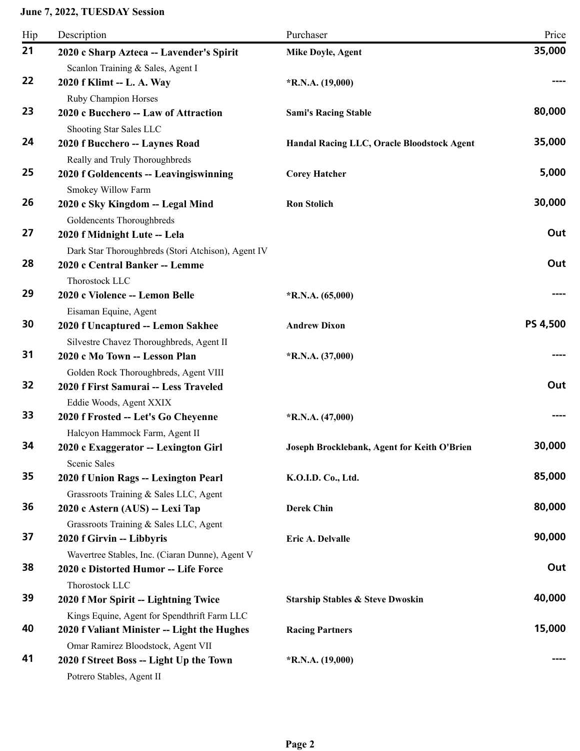**June 7, 2022, TUESDAY Session**

| Hip | Description | Purchaser | Price |
|---|---|---|---|
| 21 | **2020 c Sharp Azteca -- Lavender's Spirit**<br>Scanlon Training & Sales, Agent I | **Mike Doyle, Agent** | **35,000** |
| 22 | **2020 f Klimt -- L. A. Way**<br>Ruby Champion Horses | ***R.N.A. (19,000)** | **----** |
| 23 | **2020 c Bucchero -- Law of Attraction**<br>Shooting Star Sales LLC | **Sami's Racing Stable** | **80,000** |
| 24 | **2020 f Bucchero -- Laynes Road**<br>Really and Truly Thoroughbreds | **Handal Racing LLC, Oracle Bloodstock Agent** | **35,000** |
| 25 | **2020 f Goldencents -- Leavingiswinning**<br>Smokey Willow Farm | **Corey Hatcher** | **5,000** |
| 26 | **2020 c Sky Kingdom -- Legal Mind**<br>Goldencents Thoroughbreds | **Ron Stolich** | **30,000** |
| 27 | **2020 f Midnight Lute -- Lela**<br>Dark Star Thoroughbreds (Stori Atchison), Agent IV | | **Out** |
| 28 | **2020 c Central Banker -- Lemme**<br>Thorostock LLC | | **Out** |
| 29 | **2020 c Violence -- Lemon Belle**<br>Eisaman Equine, Agent | ***R.N.A. (65,000)** | **----** |
| 30 | **2020 f Uncaptured -- Lemon Sakhee**<br>Silvestre Chavez Thoroughbreds, Agent II | **Andrew Dixon** | **PS 4,500** |
| 31 | **2020 c Mo Town -- Lesson Plan**<br>Golden Rock Thoroughbreds, Agent VIII | ***R.N.A. (37,000)** | **----** |
| 32 | **2020 f First Samurai -- Less Traveled**<br>Eddie Woods, Agent XXIX | | **Out** |
| 33 | **2020 f Frosted -- Let's Go Cheyenne**<br>Halcyon Hammock Farm, Agent II | ***R.N.A. (47,000)** | **----** |
| 34 | **2020 c Exaggerator -- Lexington Girl**<br>Scenic Sales | **Joseph Brocklebank, Agent for Keith O'Brien** | **30,000** |
| 35 | **2020 f Union Rags -- Lexington Pearl**<br>Grassroots Training & Sales LLC, Agent | **K.O.I.D. Co., Ltd.** | **85,000** |
| 36 | **2020 c Astern (AUS) -- Lexi Tap**<br>Grassroots Training & Sales LLC, Agent | **Derek Chin** | **80,000** |
| 37 | **2020 f Girvin -- Libbyris**<br>Wavertree Stables, Inc. (Ciaran Dunne), Agent V | **Eric A. Delvalle** | **90,000** |
| 38 | **2020 c Distorted Humor -- Life Force**<br>Thorostock LLC | | **Out** |
| 39 | **2020 f Mor Spirit -- Lightning Twice**<br>Kings Equine, Agent for Spendthrift Farm LLC | **Starship Stables & Steve Dwoskin** | **40,000** |
| 40 | **2020 f Valiant Minister -- Light the Hughes**<br>Omar Ramirez Bloodstock, Agent VII | **Racing Partners** | **15,000** |
| 41 | **2020 f Street Boss -- Light Up the Town**<br>Potrero Stables, Agent II | ***R.N.A. (19,000)** | **----** |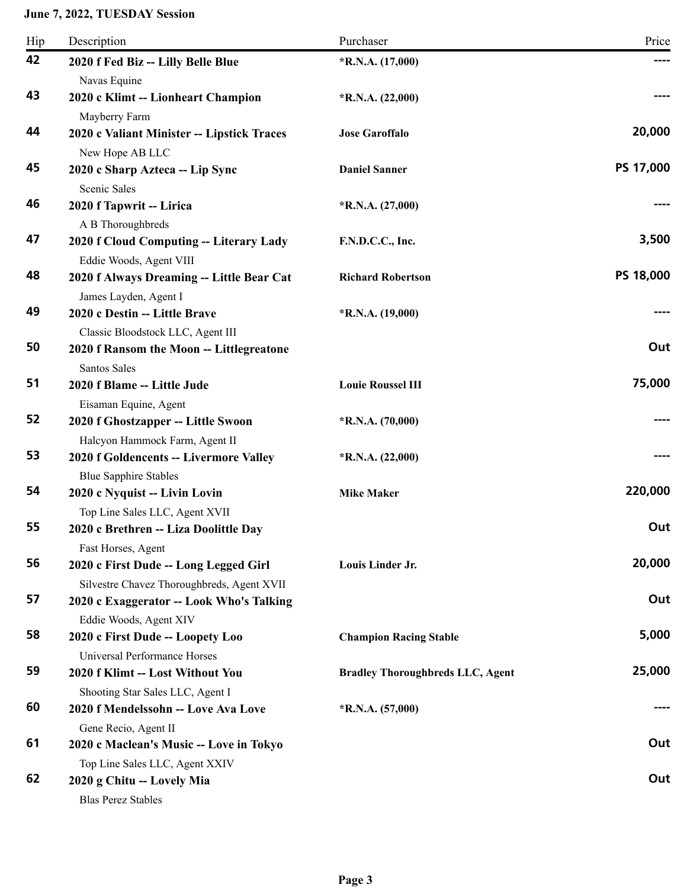**June 7, 2022, TUESDAY Session**

| Hip | Description | Purchaser | Price |
|---|---|---|---|
| 42 | **2020 f Fed Biz -- Lilly Belle Blue**<br>Navas Equine | *R.N.A. (17,000) | ---- |
| 43 | **2020 c Klimt -- Lionheart Champion**<br>Mayberry Farm | *R.N.A. (22,000) | ---- |
| 44 | **2020 c Valiant Minister -- Lipstick Traces**<br>New Hope AB LLC | Jose Garoffalo | 20,000 |
| 45 | **2020 c Sharp Azteca -- Lip Sync**<br>Scenic Sales | Daniel Sanner | PS 17,000 |
| 46 | **2020 f Tapwrit -- Lirica**<br>A B Thoroughbreds | *R.N.A. (27,000) | ---- |
| 47 | **2020 f Cloud Computing -- Literary Lady**<br>Eddie Woods, Agent VIII | F.N.D.C.C., Inc. | 3,500 |
| 48 | **2020 f Always Dreaming -- Little Bear Cat**<br>James Layden, Agent I | Richard Robertson | PS 18,000 |
| 49 | **2020 c Destin -- Little Brave**<br>Classic Bloodstock LLC, Agent III | *R.N.A. (19,000) | ---- |
| 50 | **2020 f Ransom the Moon -- Littlegreatone**<br>Santos Sales | | Out |
| 51 | **2020 f Blame -- Little Jude**<br>Eisaman Equine, Agent | Louie Roussel III | 75,000 |
| 52 | **2020 f Ghostzapper -- Little Swoon**<br>Halcyon Hammock Farm, Agent II | *R.N.A. (70,000) | ---- |
| 53 | **2020 f Goldencents -- Livermore Valley**<br>Blue Sapphire Stables | *R.N.A. (22,000) | ---- |
| 54 | **2020 c Nyquist -- Livin Lovin**<br>Top Line Sales LLC, Agent XVII | Mike Maker | 220,000 |
| 55 | **2020 c Brethren -- Liza Doolittle Day**<br>Fast Horses, Agent | | Out |
| 56 | **2020 c First Dude -- Long Legged Girl**<br>Silvestre Chavez Thoroughbreds, Agent XVII | Louis Linder Jr. | 20,000 |
| 57 | **2020 c Exaggerator -- Look Who's Talking**<br>Eddie Woods, Agent XIV | | Out |
| 58 | **2020 c First Dude -- Loopety Loo**<br>Universal Performance Horses | Champion Racing Stable | 5,000 |
| 59 | **2020 f Klimt -- Lost Without You**<br>Shooting Star Sales LLC, Agent I | Bradley Thoroughbreds LLC, Agent | 25,000 |
| 60 | **2020 f Mendelssohn -- Love Ava Love**<br>Gene Recio, Agent II | *R.N.A. (57,000) | ---- |
| 61 | **2020 c Maclean's Music -- Love in Tokyo**<br>Top Line Sales LLC, Agent XXIV | | Out |
| 62 | **2020 g Chitu -- Lovely Mia**<br>Blas Perez Stables | | Out |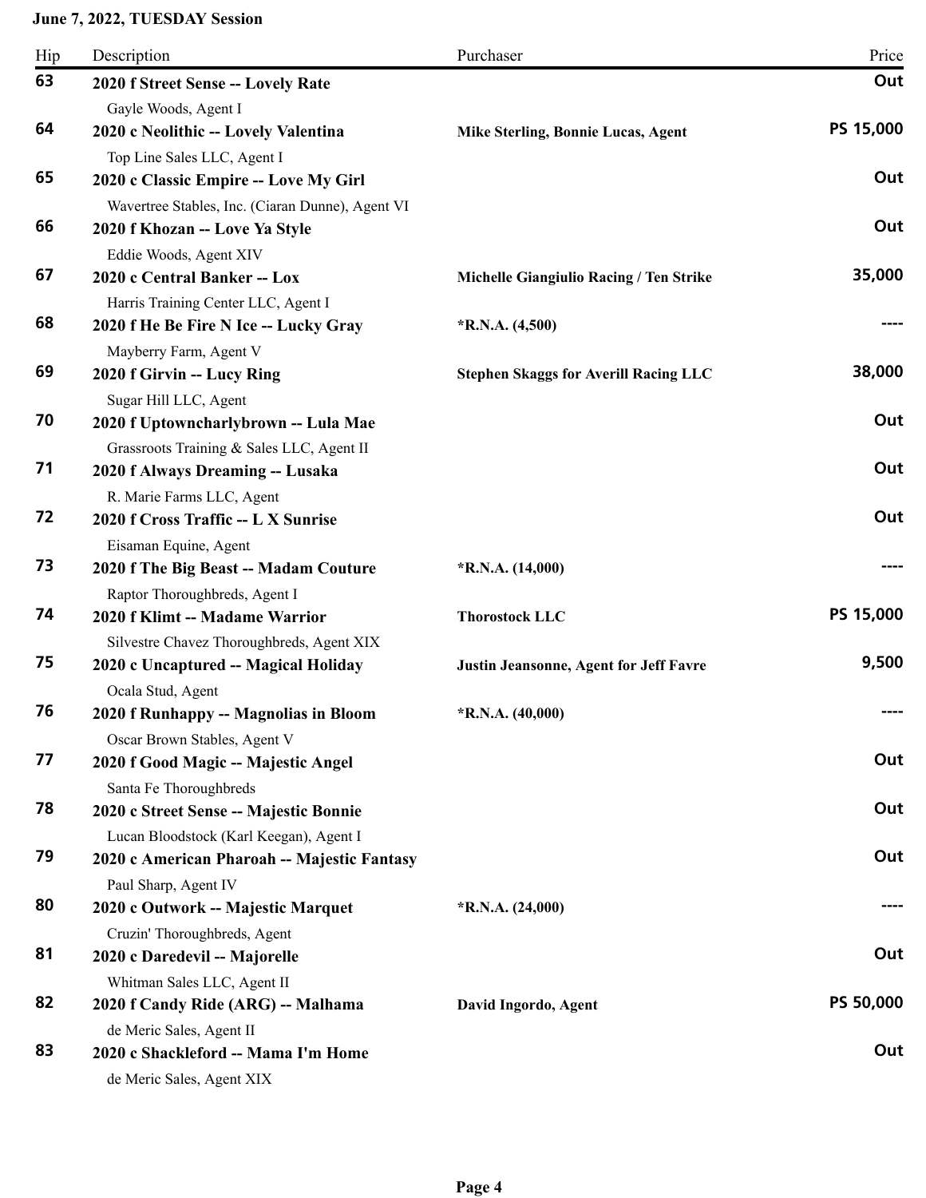**June 7, 2022, TUESDAY Session**

| Hip | Description | Purchaser | Price |
|---|---|---|---|
| **63** | **2020 f Street Sense -- Lovely Rate**<br>Gayle Woods, Agent I | | **Out** |
| **64** | **2020 c Neolithic -- Lovely Valentina**<br>Top Line Sales LLC, Agent I | **Mike Sterling, Bonnie Lucas, Agent** | **PS 15,000** |
| **65** | **2020 c Classic Empire -- Love My Girl**<br>Wavertree Stables, Inc. (Ciaran Dunne), Agent VI | | **Out** |
| **66** | **2020 f Khozan -- Love Ya Style**<br>Eddie Woods, Agent XIV | | **Out** |
| **67** | **2020 c Central Banker -- Lox**<br>Harris Training Center LLC, Agent I | **Michelle Giangiulio Racing / Ten Strike** | **35,000** |
| **68** | **2020 f He Be Fire N Ice -- Lucky Gray**<br>Mayberry Farm, Agent V | ***R.N.A. (4,500)** | **----** |
| **69** | **2020 f Girvin -- Lucy Ring**<br>Sugar Hill LLC, Agent | **Stephen Skaggs for Averill Racing LLC** | **38,000** |
| **70** | **2020 f Uptowncharlybrown -- Lula Mae**<br>Grassroots Training & Sales LLC, Agent II | | **Out** |
| **71** | **2020 f Always Dreaming -- Lusaka**<br>R. Marie Farms LLC, Agent | | **Out** |
| **72** | **2020 f Cross Traffic -- L X Sunrise**<br>Eisaman Equine, Agent | | **Out** |
| **73** | **2020 f The Big Beast -- Madam Couture**<br>Raptor Thoroughbreds, Agent I | ***R.N.A. (14,000)** | **----** |
| **74** | **2020 f Klimt -- Madame Warrior**<br>Silvestre Chavez Thoroughbreds, Agent XIX | **Thorostock LLC** | **PS 15,000** |
| **75** | **2020 c Uncaptured -- Magical Holiday**<br>Ocala Stud, Agent | **Justin Jeansonne, Agent for Jeff Favre** | **9,500** |
| **76** | **2020 f Runhappy -- Magnolias in Bloom**<br>Oscar Brown Stables, Agent V | ***R.N.A. (40,000)** | **----** |
| **77** | **2020 f Good Magic -- Majestic Angel**<br>Santa Fe Thoroughbreds | | **Out** |
| **78** | **2020 c Street Sense -- Majestic Bonnie**<br>Lucan Bloodstock (Karl Keegan), Agent I | | **Out** |
| **79** | **2020 c American Pharoah -- Majestic Fantasy**<br>Paul Sharp, Agent IV | | **Out** |
| **80** | **2020 c Outwork -- Majestic Marquet**<br>Cruzin' Thoroughbreds, Agent | ***R.N.A. (24,000)** | **----** |
| **81** | **2020 c Daredevil -- Majorelle**<br>Whitman Sales LLC, Agent II | | **Out** |
| **82** | **2020 f Candy Ride (ARG) -- Malhama**<br>de Meric Sales, Agent II | **David Ingordo, Agent** | **PS 50,000** |
| **83** | **2020 c Shackleford -- Mama I'm Home**<br>de Meric Sales, Agent XIX | | **Out** |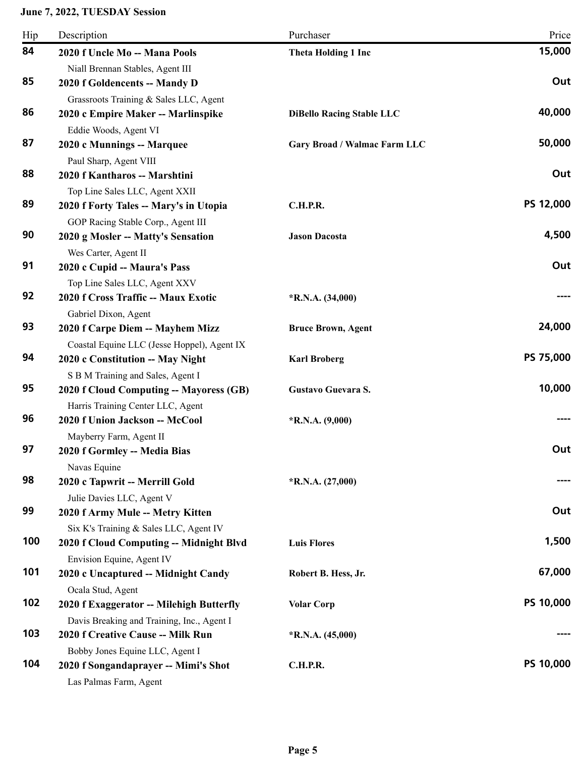**June 7, 2022, TUESDAY Session**

| Hip | Description | Purchaser | Price |
|---|---|---|---|
| 84 | **2020 f Uncle Mo -- Mana Pools**<br>Niall Brennan Stables, Agent III | **Theta Holding 1 Inc** | **15,000** |
| 85 | **2020 f Goldencents -- Mandy D**<br>Grassroots Training & Sales LLC, Agent | | **Out** |
| 86 | **2020 c Empire Maker -- Marlinspike**<br>Eddie Woods, Agent VI | **DiBello Racing Stable LLC** | **40,000** |
| 87 | **2020 c Munnings -- Marquee**<br>Paul Sharp, Agent VIII | **Gary Broad / Walmac Farm LLC** | **50,000** |
| 88 | **2020 f Kantharos -- Marshtini**<br>Top Line Sales LLC, Agent XXII | | **Out** |
| 89 | **2020 f Forty Tales -- Mary's in Utopia**<br>GOP Racing Stable Corp., Agent III | **C.H.P.R.** | **PS 12,000** |
| 90 | **2020 g Mosler -- Matty's Sensation**<br>Wes Carter, Agent II | **Jason Dacosta** | **4,500** |
| 91 | **2020 c Cupid -- Maura's Pass**<br>Top Line Sales LLC, Agent XXV | | **Out** |
| 92 | **2020 f Cross Traffic -- Maux Exotic**<br>Gabriel Dixon, Agent | ***R.N.A. (34,000)** | **----** |
| 93 | **2020 f Carpe Diem -- Mayhem Mizz**<br>Coastal Equine LLC (Jesse Hoppel), Agent IX | **Bruce Brown, Agent** | **24,000** |
| 94 | **2020 c Constitution -- May Night**<br>S B M Training and Sales, Agent I | **Karl Broberg** | **PS 75,000** |
| 95 | **2020 f Cloud Computing -- Mayoress (GB)**<br>Harris Training Center LLC, Agent | **Gustavo Guevara S.** | **10,000** |
| 96 | **2020 f Union Jackson -- McCool**<br>Mayberry Farm, Agent II | ***R.N.A. (9,000)** | **----** |
| 97 | **2020 f Gormley -- Media Bias**<br>Navas Equine | | **Out** |
| 98 | **2020 c Tapwrit -- Merrill Gold**<br>Julie Davies LLC, Agent V | ***R.N.A. (27,000)** | **----** |
| 99 | **2020 f Army Mule -- Metry Kitten**<br>Six K's Training & Sales LLC, Agent IV | | **Out** |
| 100 | **2020 f Cloud Computing -- Midnight Blvd**<br>Envision Equine, Agent IV | **Luis Flores** | **1,500** |
| 101 | **2020 c Uncaptured -- Midnight Candy**<br>Ocala Stud, Agent | **Robert B. Hess, Jr.** | **67,000** |
| 102 | **2020 f Exaggerator -- Milehigh Butterfly**<br>Davis Breaking and Training, Inc., Agent I | **Volar Corp** | **PS 10,000** |
| 103 | **2020 f Creative Cause -- Milk Run**<br>Bobby Jones Equine LLC, Agent I | ***R.N.A. (45,000)** | **----** |
| 104 | **2020 f Songandaprayer -- Mimi's Shot**<br>Las Palmas Farm, Agent | **C.H.P.R.** | **PS 10,000** |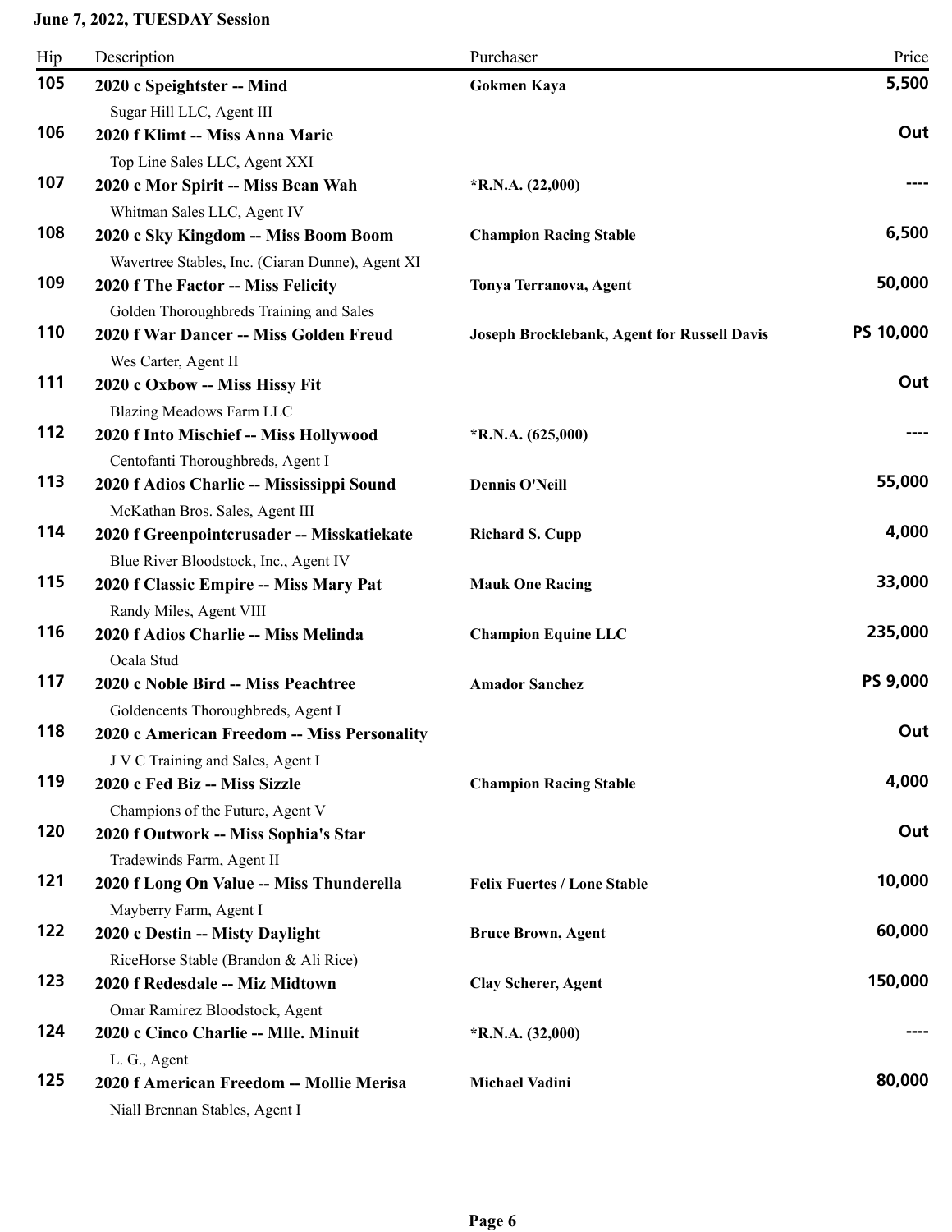**June 7, 2022, TUESDAY Session**

| Hip | Description | Purchaser | Price |
|---|---|---|---|
| **105** | **2020 c Speightster -- Mind**<br>Sugar Hill LLC, Agent III | **Gokmen Kaya** | **5,500** |
| **106** | **2020 f Klimt -- Miss Anna Marie**<br>Top Line Sales LLC, Agent XXI | | **Out** |
| **107** | **2020 c Mor Spirit -- Miss Bean Wah**<br>Whitman Sales LLC, Agent IV | ***R.N.A. (22,000)** | **----** |
| **108** | **2020 c Sky Kingdom -- Miss Boom Boom**<br>Wavertree Stables, Inc. (Ciaran Dunne), Agent XI | **Champion Racing Stable** | **6,500** |
| **109** | **2020 f The Factor -- Miss Felicity**<br>Golden Thoroughbreds Training and Sales | **Tonya Terranova, Agent** | **50,000** |
| **110** | **2020 f War Dancer -- Miss Golden Freud**<br>Wes Carter, Agent II | **Joseph Brocklebank, Agent for Russell Davis** | **PS 10,000** |
| **111** | **2020 c Oxbow -- Miss Hissy Fit**<br>Blazing Meadows Farm LLC | | **Out** |
| **112** | **2020 f Into Mischief -- Miss Hollywood**<br>Centofanti Thoroughbreds, Agent I | ***R.N.A. (625,000)** | **----** |
| **113** | **2020 f Adios Charlie -- Mississippi Sound**<br>McKathan Bros. Sales, Agent III | **Dennis O'Neill** | **55,000** |
| **114** | **2020 f Greenpointcrusader -- Misskatiekate**<br>Blue River Bloodstock, Inc., Agent IV | **Richard S. Cupp** | **4,000** |
| **115** | **2020 f Classic Empire -- Miss Mary Pat**<br>Randy Miles, Agent VIII | **Mauk One Racing** | **33,000** |
| **116** | **2020 f Adios Charlie -- Miss Melinda**<br>Ocala Stud | **Champion Equine LLC** | **235,000** |
| **117** | **2020 c Noble Bird -- Miss Peachtree**<br>Goldencents Thoroughbreds, Agent I | **Amador Sanchez** | **PS 9,000** |
| **118** | **2020 c American Freedom -- Miss Personality**<br>J V C Training and Sales, Agent I | | **Out** |
| **119** | **2020 c Fed Biz -- Miss Sizzle**<br>Champions of the Future, Agent V | **Champion Racing Stable** | **4,000** |
| **120** | **2020 f Outwork -- Miss Sophia's Star**<br>Tradewinds Farm, Agent II | | **Out** |
| **121** | **2020 f Long On Value -- Miss Thunderella**<br>Mayberry Farm, Agent I | **Felix Fuertes / Lone Stable** | **10,000** |
| **122** | **2020 c Destin -- Misty Daylight**<br>RiceHorse Stable (Brandon & Ali Rice) | **Bruce Brown, Agent** | **60,000** |
| **123** | **2020 f Redesdale -- Miz Midtown**<br>Omar Ramirez Bloodstock, Agent | **Clay Scherer, Agent** | **150,000** |
| **124** | **2020 c Cinco Charlie -- Mlle. Minuit**<br>L. G., Agent | ***R.N.A. (32,000)** | **----** |
| **125** | **2020 f American Freedom -- Mollie Merisa**<br>Niall Brennan Stables, Agent I | **Michael Vadini** | **80,000** |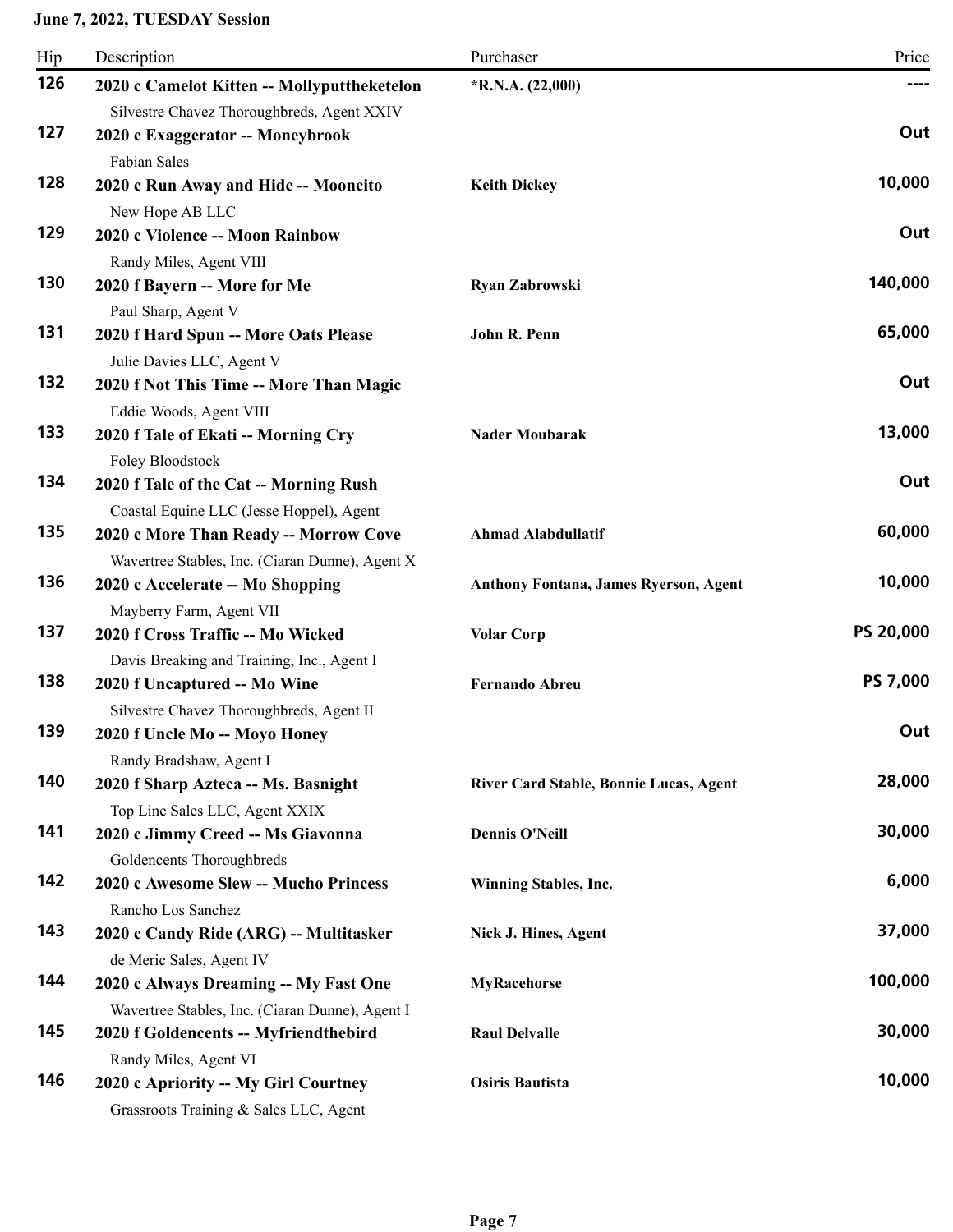**June 7, 2022, TUESDAY Session**

| Hip | Description | Purchaser | Price |
|---|---|---|---|
| **126** | **2020 c Camelot Kitten -- Mollyputtheketelon**<br>Silvestre Chavez Thoroughbreds, Agent XXIV | ***R.N.A. (22,000)** | **----** |
| **127** | **2020 c Exaggerator -- Moneybrook**<br>Fabian Sales | | **Out** |
| **128** | **2020 c Run Away and Hide -- Mooncito**<br>New Hope AB LLC | **Keith Dickey** | **10,000** |
| **129** | **2020 c Violence -- Moon Rainbow**<br>Randy Miles, Agent VIII | | **Out** |
| **130** | **2020 f Bayern -- More for Me**<br>Paul Sharp, Agent V | **Ryan Zabrowski** | **140,000** |
| **131** | **2020 f Hard Spun -- More Oats Please**<br>Julie Davies LLC, Agent V | **John R. Penn** | **65,000** |
| **132** | **2020 f Not This Time -- More Than Magic**<br>Eddie Woods, Agent VIII | | **Out** |
| **133** | **2020 f Tale of Ekati -- Morning Cry**<br>Foley Bloodstock | **Nader Moubarak** | **13,000** |
| **134** | **2020 f Tale of the Cat -- Morning Rush**<br>Coastal Equine LLC (Jesse Hoppel), Agent | | **Out** |
| **135** | **2020 c More Than Ready -- Morrow Cove**<br>Wavertree Stables, Inc. (Ciaran Dunne), Agent X | **Ahmad Alabdullatif** | **60,000** |
| **136** | **2020 c Accelerate -- Mo Shopping**<br>Mayberry Farm, Agent VII | **Anthony Fontana, James Ryerson, Agent** | **10,000** |
| **137** | **2020 f Cross Traffic -- Mo Wicked**<br>Davis Breaking and Training, Inc., Agent I | **Volar Corp** | **PS 20,000** |
| **138** | **2020 f Uncaptured -- Mo Wine**<br>Silvestre Chavez Thoroughbreds, Agent II | **Fernando Abreu** | **PS 7,000** |
| **139** | **2020 f Uncle Mo -- Moyo Honey**<br>Randy Bradshaw, Agent I | | **Out** |
| **140** | **2020 f Sharp Azteca -- Ms. Basnight**<br>Top Line Sales LLC, Agent XXIX | **River Card Stable, Bonnie Lucas, Agent** | **28,000** |
| **141** | **2020 c Jimmy Creed -- Ms Giavonna**<br>Goldencents Thoroughbreds | **Dennis O'Neill** | **30,000** |
| **142** | **2020 c Awesome Slew -- Mucho Princess**<br>Rancho Los Sanchez | **Winning Stables, Inc.** | **6,000** |
| **143** | **2020 c Candy Ride (ARG) -- Multitasker**<br>de Meric Sales, Agent IV | **Nick J. Hines, Agent** | **37,000** |
| **144** | **2020 c Always Dreaming -- My Fast One**<br>Wavertree Stables, Inc. (Ciaran Dunne), Agent I | **MyRacehorse** | **100,000** |
| **145** | **2020 f Goldencents -- Myfriendthebird**<br>Randy Miles, Agent VI | **Raul Delvalle** | **30,000** |
| **146** | **2020 c Apriority -- My Girl Courtney**<br>Grassroots Training & Sales LLC, Agent | **Osiris Bautista** | **10,000** |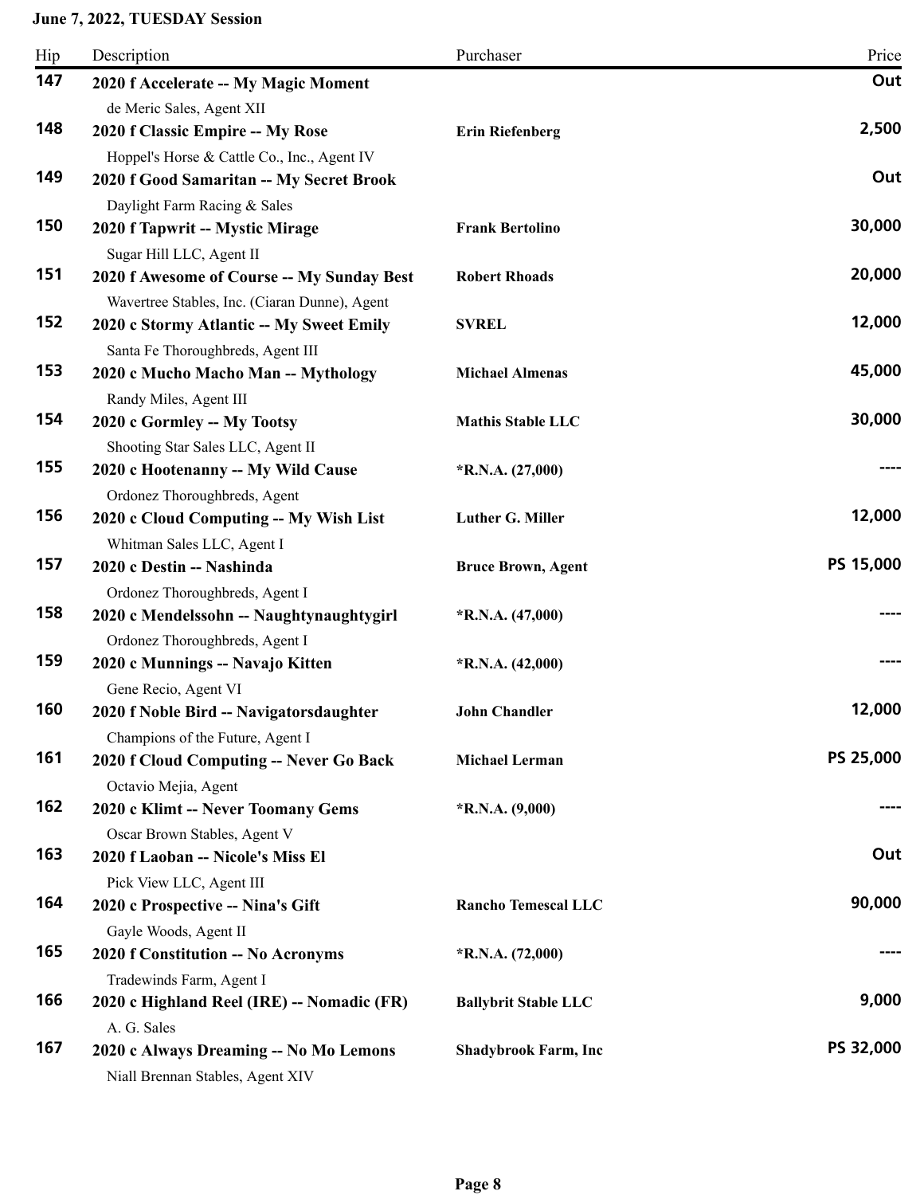**June 7, 2022, TUESDAY Session**

| Hip | Description | Purchaser | Price |
|---|---|---|---|
| **147** | **2020 f Accelerate -- My Magic Moment**<br>de Meric Sales, Agent XII | | **Out** |
| **148** | **2020 f Classic Empire -- My Rose**<br>Hoppel's Horse & Cattle Co., Inc., Agent IV | **Erin Riefenberg** | **2,500** |
| **149** | **2020 f Good Samaritan -- My Secret Brook**<br>Daylight Farm Racing & Sales | | **Out** |
| **150** | **2020 f Tapwrit -- Mystic Mirage**<br>Sugar Hill LLC, Agent II | **Frank Bertolino** | **30,000** |
| **151** | **2020 f Awesome of Course -- My Sunday Best**<br>Wavertree Stables, Inc. (Ciaran Dunne), Agent | **Robert Rhoads** | **20,000** |
| **152** | **2020 c Stormy Atlantic -- My Sweet Emily**<br>Santa Fe Thoroughbreds, Agent III | **SVREL** | **12,000** |
| **153** | **2020 c Mucho Macho Man -- Mythology**<br>Randy Miles, Agent III | **Michael Almenas** | **45,000** |
| **154** | **2020 c Gormley -- My Tootsy**<br>Shooting Star Sales LLC, Agent II | **Mathis Stable LLC** | **30,000** |
| **155** | **2020 c Hootenanny -- My Wild Cause**<br>Ordonez Thoroughbreds, Agent | ***R.N.A. (27,000)** | **----** |
| **156** | **2020 c Cloud Computing -- My Wish List**<br>Whitman Sales LLC, Agent I | **Luther G. Miller** | **12,000** |
| **157** | **2020 c Destin -- Nashinda**<br>Ordonez Thoroughbreds, Agent I | **Bruce Brown, Agent** | **PS 15,000** |
| **158** | **2020 c Mendelssohn -- Naughtynaughtygirl**<br>Ordonez Thoroughbreds, Agent I | ***R.N.A. (47,000)** | **----** |
| **159** | **2020 c Munnings -- Navajo Kitten**<br>Gene Recio, Agent VI | ***R.N.A. (42,000)** | **----** |
| **160** | **2020 f Noble Bird -- Navigatorsdaughter**<br>Champions of the Future, Agent I | **John Chandler** | **12,000** |
| **161** | **2020 f Cloud Computing -- Never Go Back**<br>Octavio Mejia, Agent | **Michael Lerman** | **PS 25,000** |
| **162** | **2020 c Klimt -- Never Toomany Gems**<br>Oscar Brown Stables, Agent V | ***R.N.A. (9,000)** | **----** |
| **163** | **2020 f Laoban -- Nicole's Miss El**<br>Pick View LLC, Agent III | | **Out** |
| **164** | **2020 c Prospective -- Nina's Gift**<br>Gayle Woods, Agent II | **Rancho Temescal LLC** | **90,000** |
| **165** | **2020 f Constitution -- No Acronyms**<br>Tradewinds Farm, Agent I | ***R.N.A. (72,000)** | **----** |
| **166** | **2020 c Highland Reel (IRE) -- Nomadic (FR)**<br>A. G. Sales | **Ballybrit Stable LLC** | **9,000** |
| **167** | **2020 c Always Dreaming -- No Mo Lemons**<br>Niall Brennan Stables, Agent XIV | **Shadybrook Farm, Inc** | **PS 32,000** |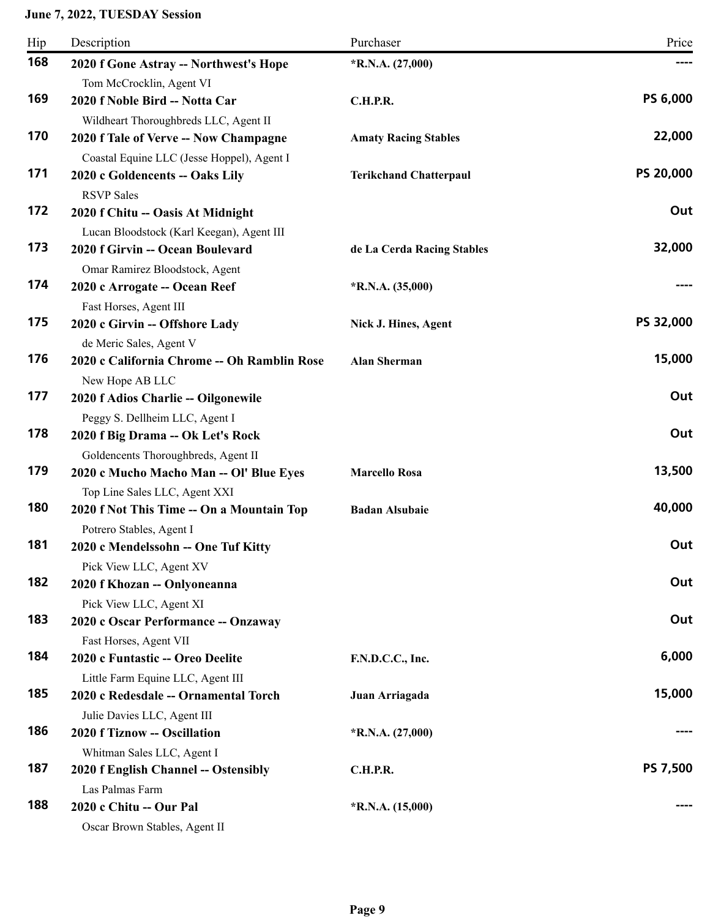**June 7, 2022, TUESDAY Session**

| Hip | Description | Purchaser | Price |
|---|---|---|---|
| 168 | **2020 f Gone Astray -- Northwest's Hope**<br>Tom McCrocklin, Agent VI | *R.N.A. (27,000) | ---- |
| 169 | **2020 f Noble Bird -- Notta Car**<br>Wildheart Thoroughbreds LLC, Agent II | C.H.P.R. | PS 6,000 |
| 170 | **2020 f Tale of Verve -- Now Champagne**<br>Coastal Equine LLC (Jesse Hoppel), Agent I | Amaty Racing Stables | 22,000 |
| 171 | **2020 c Goldencents -- Oaks Lily**<br>RSVP Sales | Terikchand Chatterpaul | PS 20,000 |
| 172 | **2020 f Chitu -- Oasis At Midnight**<br>Lucan Bloodstock (Karl Keegan), Agent III | | Out |
| 173 | **2020 f Girvin -- Ocean Boulevard**<br>Omar Ramirez Bloodstock, Agent | de La Cerda Racing Stables | 32,000 |
| 174 | **2020 c Arrogate -- Ocean Reef**<br>Fast Horses, Agent III | *R.N.A. (35,000) | ---- |
| 175 | **2020 c Girvin -- Offshore Lady**<br>de Meric Sales, Agent V | Nick J. Hines, Agent | PS 32,000 |
| 176 | **2020 c California Chrome -- Oh Ramblin Rose**<br>New Hope AB LLC | Alan Sherman | 15,000 |
| 177 | **2020 f Adios Charlie -- Oilgonewile**<br>Peggy S. Dellheim LLC, Agent I | | Out |
| 178 | **2020 f Big Drama -- Ok Let's Rock**<br>Goldencents Thoroughbreds, Agent II | | Out |
| 179 | **2020 c Mucho Macho Man -- Ol' Blue Eyes**<br>Top Line Sales LLC, Agent XXI | Marcello Rosa | 13,500 |
| 180 | **2020 f Not This Time -- On a Mountain Top**<br>Potrero Stables, Agent I | Badan Alsubaie | 40,000 |
| 181 | **2020 c Mendelssohn -- One Tuf Kitty**<br>Pick View LLC, Agent XV | | Out |
| 182 | **2020 f Khozan -- Onlyoneanna**<br>Pick View LLC, Agent XI | | Out |
| 183 | **2020 c Oscar Performance -- Onzaway**<br>Fast Horses, Agent VII | | Out |
| 184 | **2020 c Funtastic -- Oreo Deelite**<br>Little Farm Equine LLC, Agent III | F.N.D.C.C., Inc. | 6,000 |
| 185 | **2020 c Redesdale -- Ornamental Torch**<br>Julie Davies LLC, Agent III | Juan Arriagada | 15,000 |
| 186 | **2020 f Tiznow -- Oscillation**<br>Whitman Sales LLC, Agent I | *R.N.A. (27,000) | ---- |
| 187 | **2020 f English Channel -- Ostensibly**<br>Las Palmas Farm | C.H.P.R. | PS 7,500 |
| 188 | **2020 c Chitu -- Our Pal**<br>Oscar Brown Stables, Agent II | *R.N.A. (15,000) | ---- |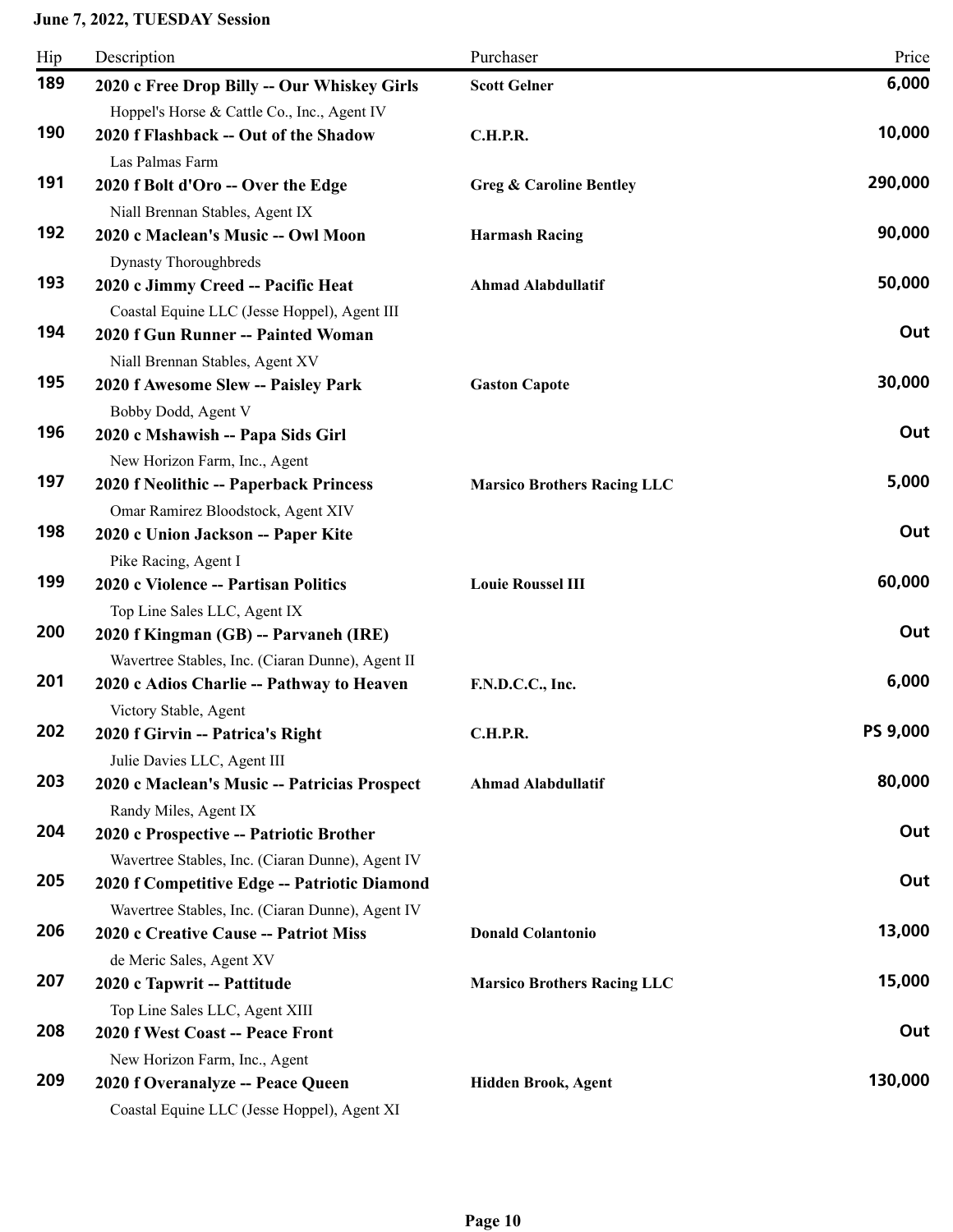**June 7, 2022, TUESDAY Session**

| Hip | Description | Purchaser | Price |
|---|---|---|---|
| 189 | **2020 c Free Drop Billy -- Our Whiskey Girls**<br>Hoppel's Horse & Cattle Co., Inc., Agent IV | **Scott Gelner** | **6,000** |
| 190 | **2020 f Flashback -- Out of the Shadow**<br>Las Palmas Farm | **C.H.P.R.** | **10,000** |
| 191 | **2020 f Bolt d'Oro -- Over the Edge**<br>Niall Brennan Stables, Agent IX | **Greg & Caroline Bentley** | **290,000** |
| 192 | **2020 c Maclean's Music -- Owl Moon**<br>Dynasty Thoroughbreds | **Harmash Racing** | **90,000** |
| 193 | **2020 c Jimmy Creed -- Pacific Heat**<br>Coastal Equine LLC (Jesse Hoppel), Agent III | **Ahmad Alabdullatif** | **50,000** |
| 194 | **2020 f Gun Runner -- Painted Woman**<br>Niall Brennan Stables, Agent XV | | **Out** |
| 195 | **2020 f Awesome Slew -- Paisley Park**<br>Bobby Dodd, Agent V | **Gaston Capote** | **30,000** |
| 196 | **2020 c Mshawish -- Papa Sids Girl**<br>New Horizon Farm, Inc., Agent | | **Out** |
| 197 | **2020 f Neolithic -- Paperback Princess**<br>Omar Ramirez Bloodstock, Agent XIV | **Marsico Brothers Racing LLC** | **5,000** |
| 198 | **2020 c Union Jackson -- Paper Kite**<br>Pike Racing, Agent I | | **Out** |
| 199 | **2020 c Violence -- Partisan Politics**<br>Top Line Sales LLC, Agent IX | **Louie Roussel III** | **60,000** |
| 200 | **2020 f Kingman (GB) -- Parvaneh (IRE)**<br>Wavertree Stables, Inc. (Ciaran Dunne), Agent II | | **Out** |
| 201 | **2020 c Adios Charlie -- Pathway to Heaven**<br>Victory Stable, Agent | **F.N.D.C.C., Inc.** | **6,000** |
| 202 | **2020 f Girvin -- Patrica's Right**<br>Julie Davies LLC, Agent III | **C.H.P.R.** | **PS 9,000** |
| 203 | **2020 c Maclean's Music -- Patricias Prospect**<br>Randy Miles, Agent IX | **Ahmad Alabdullatif** | **80,000** |
| 204 | **2020 c Prospective -- Patriotic Brother**<br>Wavertree Stables, Inc. (Ciaran Dunne), Agent IV | | **Out** |
| 205 | **2020 f Competitive Edge -- Patriotic Diamond**<br>Wavertree Stables, Inc. (Ciaran Dunne), Agent IV | | **Out** |
| 206 | **2020 c Creative Cause -- Patriot Miss**<br>de Meric Sales, Agent XV | **Donald Colantonio** | **13,000** |
| 207 | **2020 c Tapwrit -- Pattitude**<br>Top Line Sales LLC, Agent XIII | **Marsico Brothers Racing LLC** | **15,000** |
| 208 | **2020 f West Coast -- Peace Front**<br>New Horizon Farm, Inc., Agent | | **Out** |
| 209 | **2020 f Overanalyze -- Peace Queen**<br>Coastal Equine LLC (Jesse Hoppel), Agent XI | **Hidden Brook, Agent** | **130,000** |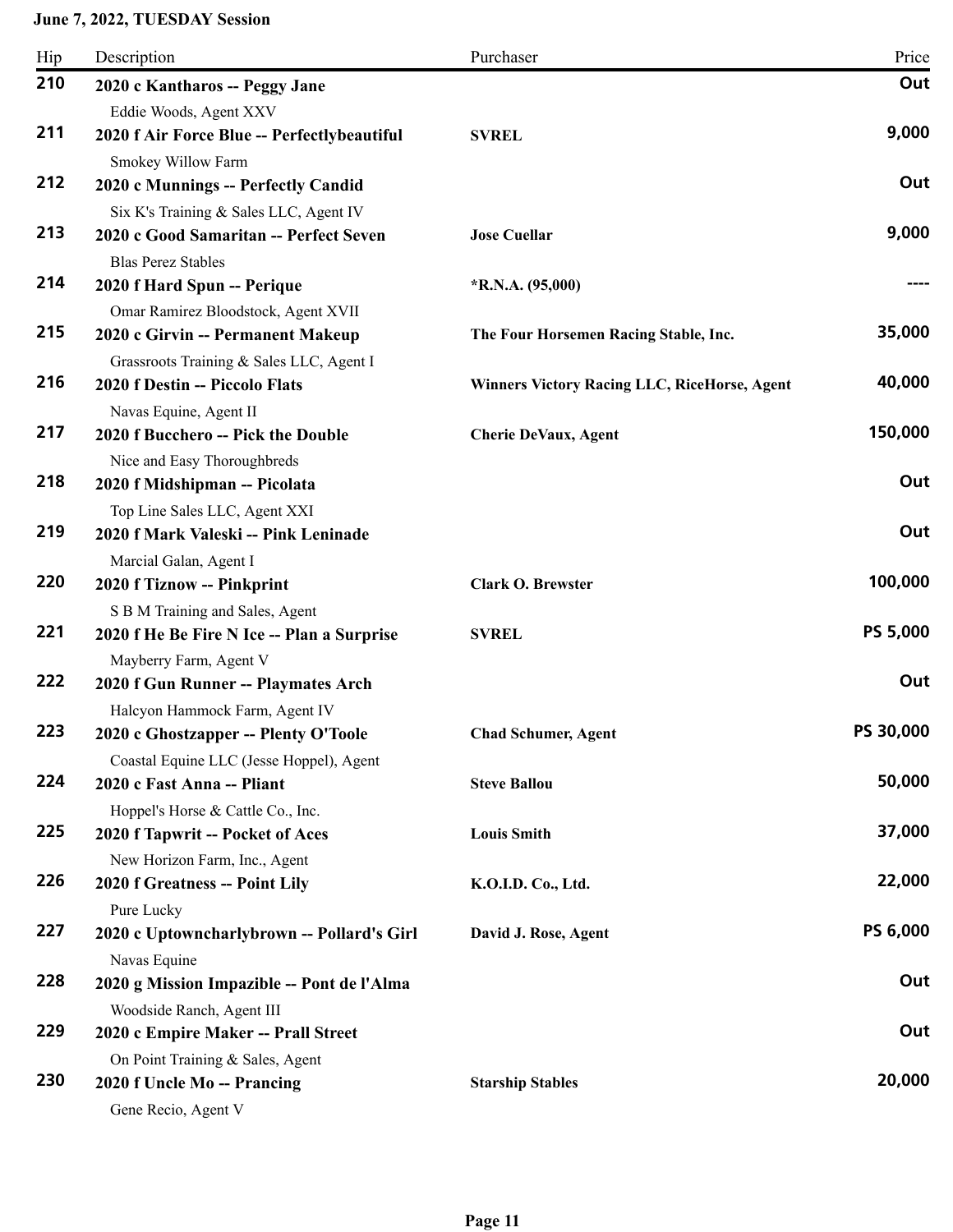**June 7, 2022, TUESDAY Session**

| Hip | Description | Purchaser | Price |
|---|---|---|---|
| 210 | **2020 c Kantharos -- Peggy Jane**<br>Eddie Woods, Agent XXV | | **Out** |
| 211 | **2020 f Air Force Blue -- Perfectlybeautiful**<br>Smokey Willow Farm | **SVREL** | **9,000** |
| 212 | **2020 c Munnings -- Perfectly Candid**<br>Six K's Training & Sales LLC, Agent IV | | **Out** |
| 213 | **2020 c Good Samaritan -- Perfect Seven**<br>Blas Perez Stables | **Jose Cuellar** | **9,000** |
| 214 | **2020 f Hard Spun -- Perique**<br>Omar Ramirez Bloodstock, Agent XVII | ***R.N.A. (95,000)** | **----** |
| 215 | **2020 c Girvin -- Permanent Makeup**<br>Grassroots Training & Sales LLC, Agent I | **The Four Horsemen Racing Stable, Inc.** | **35,000** |
| 216 | **2020 f Destin -- Piccolo Flats**<br>Navas Equine, Agent II | **Winners Victory Racing LLC, RiceHorse, Agent** | **40,000** |
| 217 | **2020 f Bucchero -- Pick the Double**<br>Nice and Easy Thoroughbreds | **Cherie DeVaux, Agent** | **150,000** |
| 218 | **2020 f Midshipman -- Picolata**<br>Top Line Sales LLC, Agent XXI | | **Out** |
| 219 | **2020 f Mark Valeski -- Pink Leninade**<br>Marcial Galan, Agent I | | **Out** |
| 220 | **2020 f Tiznow -- Pinkprint**<br>S B M Training and Sales, Agent | **Clark O. Brewster** | **100,000** |
| 221 | **2020 f He Be Fire N Ice -- Plan a Surprise**<br>Mayberry Farm, Agent V | **SVREL** | **PS 5,000** |
| 222 | **2020 f Gun Runner -- Playmates Arch**<br>Halcyon Hammock Farm, Agent IV | | **Out** |
| 223 | **2020 c Ghostzapper -- Plenty O'Toole**<br>Coastal Equine LLC (Jesse Hoppel), Agent | **Chad Schumer, Agent** | **PS 30,000** |
| 224 | **2020 c Fast Anna -- Pliant**<br>Hoppel's Horse & Cattle Co., Inc. | **Steve Ballou** | **50,000** |
| 225 | **2020 f Tapwrit -- Pocket of Aces**<br>New Horizon Farm, Inc., Agent | **Louis Smith** | **37,000** |
| 226 | **2020 f Greatness -- Point Lily**<br>Pure Lucky | **K.O.I.D. Co., Ltd.** | **22,000** |
| 227 | **2020 c Uptowncharlybrown -- Pollard's Girl**<br>Navas Equine | **David J. Rose, Agent** | **PS 6,000** |
| 228 | **2020 g Mission Impazible -- Pont de l'Alma**<br>Woodside Ranch, Agent III | | **Out** |
| 229 | **2020 c Empire Maker -- Prall Street**<br>On Point Training & Sales, Agent | | **Out** |
| 230 | **2020 f Uncle Mo -- Prancing**<br>Gene Recio, Agent V | **Starship Stables** | **20,000** |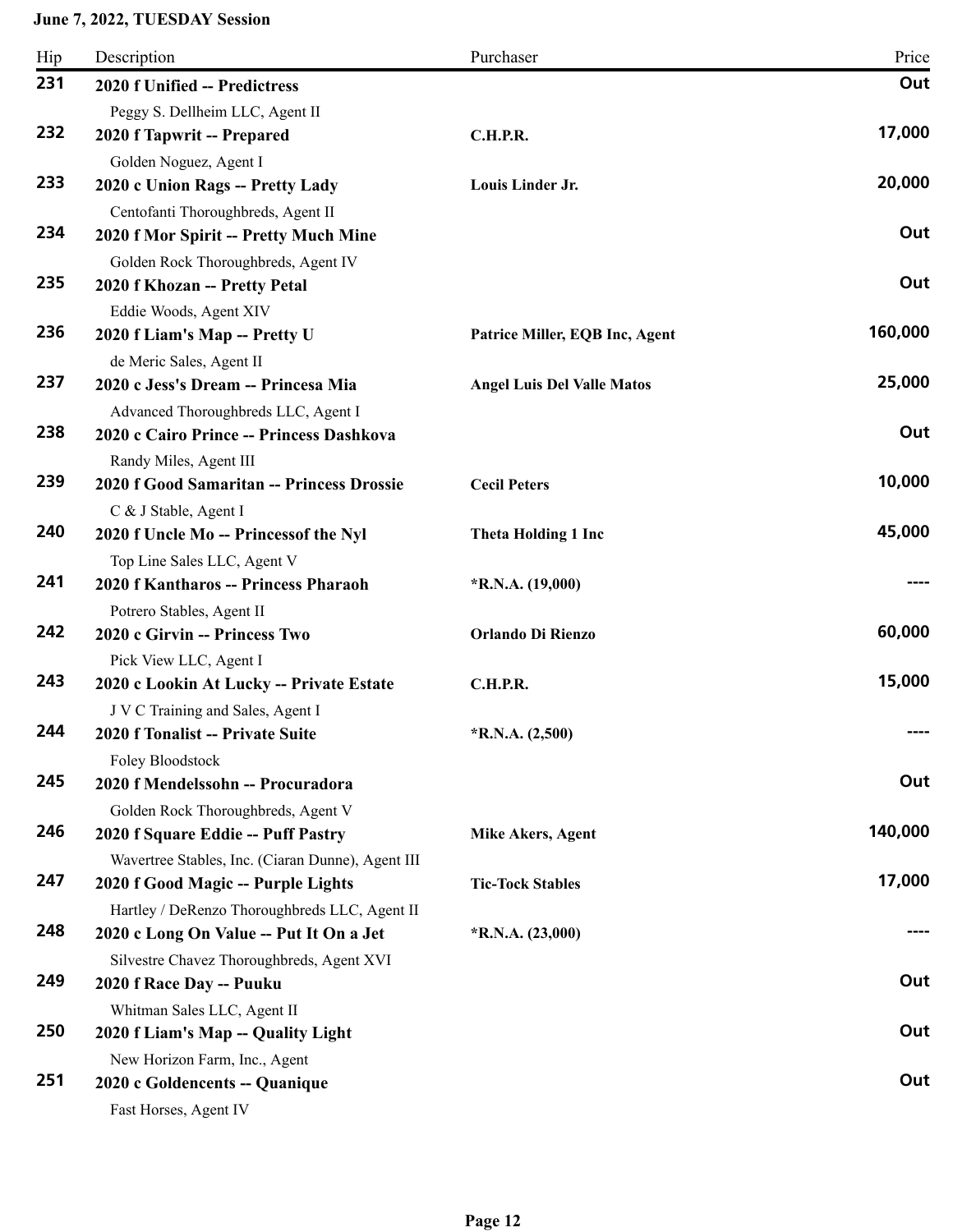**June 7, 2022, TUESDAY Session**

| Hip | Description | Purchaser | Price |
|---|---|---|---|
| 231 | **2020 f Unified -- Predictress**<br>Peggy S. Dellheim LLC, Agent II | | Out |
| 232 | **2020 f Tapwrit -- Prepared**<br>Golden Noguez, Agent I | **C.H.P.R.** | 17,000 |
| 233 | **2020 c Union Rags -- Pretty Lady**<br>Centofanti Thoroughbreds, Agent II | **Louis Linder Jr.** | 20,000 |
| 234 | **2020 f Mor Spirit -- Pretty Much Mine**<br>Golden Rock Thoroughbreds, Agent IV | | Out |
| 235 | **2020 f Khozan -- Pretty Petal**<br>Eddie Woods, Agent XIV | | Out |
| 236 | **2020 f Liam's Map -- Pretty U**<br>de Meric Sales, Agent II | **Patrice Miller, EQB Inc, Agent** | 160,000 |
| 237 | **2020 c Jess's Dream -- Princesa Mia**<br>Advanced Thoroughbreds LLC, Agent I | **Angel Luis Del Valle Matos** | 25,000 |
| 238 | **2020 c Cairo Prince -- Princess Dashkova**<br>Randy Miles, Agent III | | Out |
| 239 | **2020 f Good Samaritan -- Princess Drossie**<br>C & J Stable, Agent I | **Cecil Peters** | 10,000 |
| 240 | **2020 f Uncle Mo -- Princessof the Nyl**<br>Top Line Sales LLC, Agent V | **Theta Holding 1 Inc** | 45,000 |
| 241 | **2020 f Kantharos -- Princess Pharaoh**<br>Potrero Stables, Agent II | ***R.N.A. (19,000)** | ---- |
| 242 | **2020 c Girvin -- Princess Two**<br>Pick View LLC, Agent I | **Orlando Di Rienzo** | 60,000 |
| 243 | **2020 c Lookin At Lucky -- Private Estate**<br>J V C Training and Sales, Agent I | **C.H.P.R.** | 15,000 |
| 244 | **2020 f Tonalist -- Private Suite**<br>Foley Bloodstock | ***R.N.A. (2,500)** | ---- |
| 245 | **2020 f Mendelssohn -- Procuradora**<br>Golden Rock Thoroughbreds, Agent V | | Out |
| 246 | **2020 f Square Eddie -- Puff Pastry**<br>Wavertree Stables, Inc. (Ciaran Dunne), Agent III | **Mike Akers, Agent** | 140,000 |
| 247 | **2020 f Good Magic -- Purple Lights**<br>Hartley / DeRenzo Thoroughbreds LLC, Agent II | **Tic-Tock Stables** | 17,000 |
| 248 | **2020 c Long On Value -- Put It On a Jet**<br>Silvestre Chavez Thoroughbreds, Agent XVI | ***R.N.A. (23,000)** | ---- |
| 249 | **2020 f Race Day -- Puuku**<br>Whitman Sales LLC, Agent II | | Out |
| 250 | **2020 f Liam's Map -- Quality Light**<br>New Horizon Farm, Inc., Agent | | Out |
| 251 | **2020 c Goldencents -- Quanique**<br>Fast Horses, Agent IV | | Out |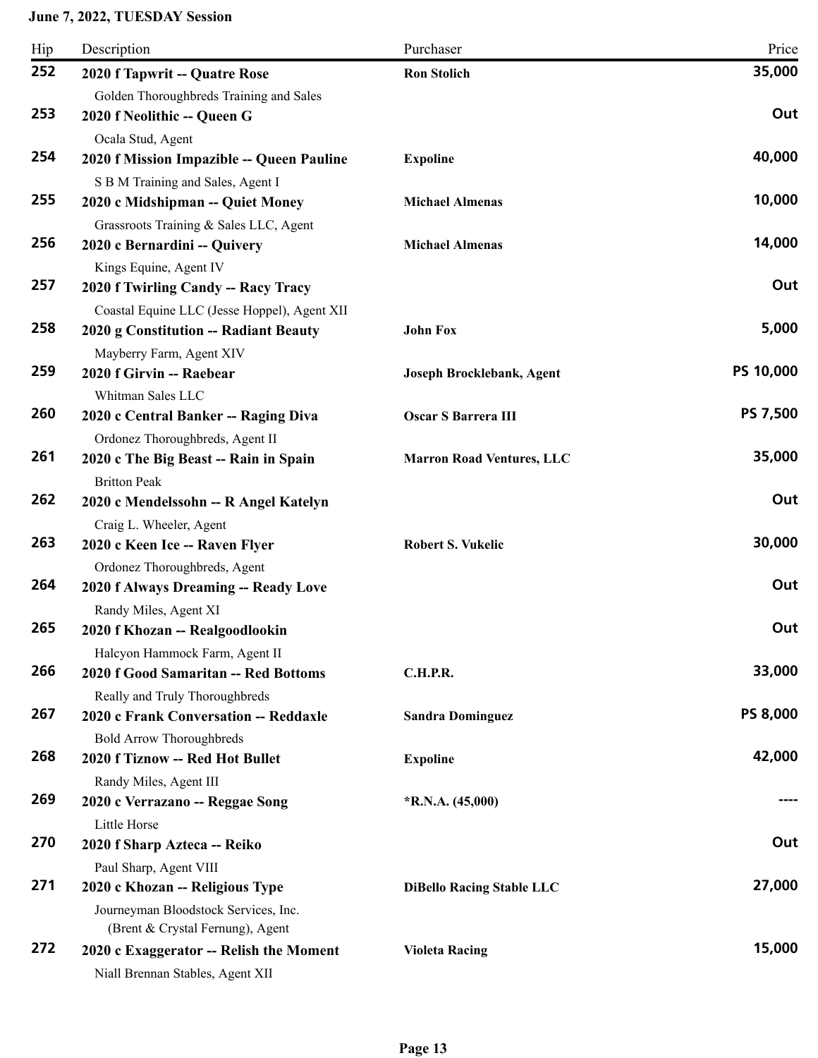**June 7, 2022, TUESDAY Session**

| Hip | Description | Purchaser | Price |
|---|---|---|---|
| 252 | **2020 f Tapwrit -- Quatre Rose**<br>Golden Thoroughbreds Training and Sales | **Ron Stolich** | **35,000** |
| 253 | **2020 f Neolithic -- Queen G**<br>Ocala Stud, Agent | | **Out** |
| 254 | **2020 f Mission Impazible -- Queen Pauline**<br>S B M Training and Sales, Agent I | **Expoline** | **40,000** |
| 255 | **2020 c Midshipman -- Quiet Money**<br>Grassroots Training & Sales LLC, Agent | **Michael Almenas** | **10,000** |
| 256 | **2020 c Bernardini -- Quivery**<br>Kings Equine, Agent IV | **Michael Almenas** | **14,000** |
| 257 | **2020 f Twirling Candy -- Racy Tracy**<br>Coastal Equine LLC (Jesse Hoppel), Agent XII | | **Out** |
| 258 | **2020 g Constitution -- Radiant Beauty**<br>Mayberry Farm, Agent XIV | **John Fox** | **5,000** |
| 259 | **2020 f Girvin -- Raebear**<br>Whitman Sales LLC | **Joseph Brocklebank, Agent** | **PS 10,000** |
| 260 | **2020 c Central Banker -- Raging Diva**<br>Ordonez Thoroughbreds, Agent II | **Oscar S Barrera III** | **PS 7,500** |
| 261 | **2020 c The Big Beast -- Rain in Spain**<br>Britton Peak | **Marron Road Ventures, LLC** | **35,000** |
| 262 | **2020 c Mendelssohn -- R Angel Katelyn**<br>Craig L. Wheeler, Agent | | **Out** |
| 263 | **2020 c Keen Ice -- Raven Flyer**<br>Ordonez Thoroughbreds, Agent | **Robert S. Vukelic** | **30,000** |
| 264 | **2020 f Always Dreaming -- Ready Love**<br>Randy Miles, Agent XI | | **Out** |
| 265 | **2020 f Khozan -- Realgoodlookin**<br>Halcyon Hammock Farm, Agent II | | **Out** |
| 266 | **2020 f Good Samaritan -- Red Bottoms**<br>Really and Truly Thoroughbreds | **C.H.P.R.** | **33,000** |
| 267 | **2020 c Frank Conversation -- Reddaxle**<br>Bold Arrow Thoroughbreds | **Sandra Dominguez** | **PS 8,000** |
| 268 | **2020 f Tiznow -- Red Hot Bullet**<br>Randy Miles, Agent III | **Expoline** | **42,000** |
| 269 | **2020 c Verrazano -- Reggae Song**<br>Little Horse | ***R.N.A. (45,000)** | **----** |
| 270 | **2020 f Sharp Azteca -- Reiko**<br>Paul Sharp, Agent VIII | | **Out** |
| 271 | **2020 c Khozan -- Religious Type**<br>Journeyman Bloodstock Services, Inc. (Brent & Crystal Fernung), Agent | **DiBello Racing Stable LLC** | **27,000** |
| 272 | **2020 c Exaggerator -- Relish the Moment**<br>Niall Brennan Stables, Agent XII | **Violeta Racing** | **15,000** |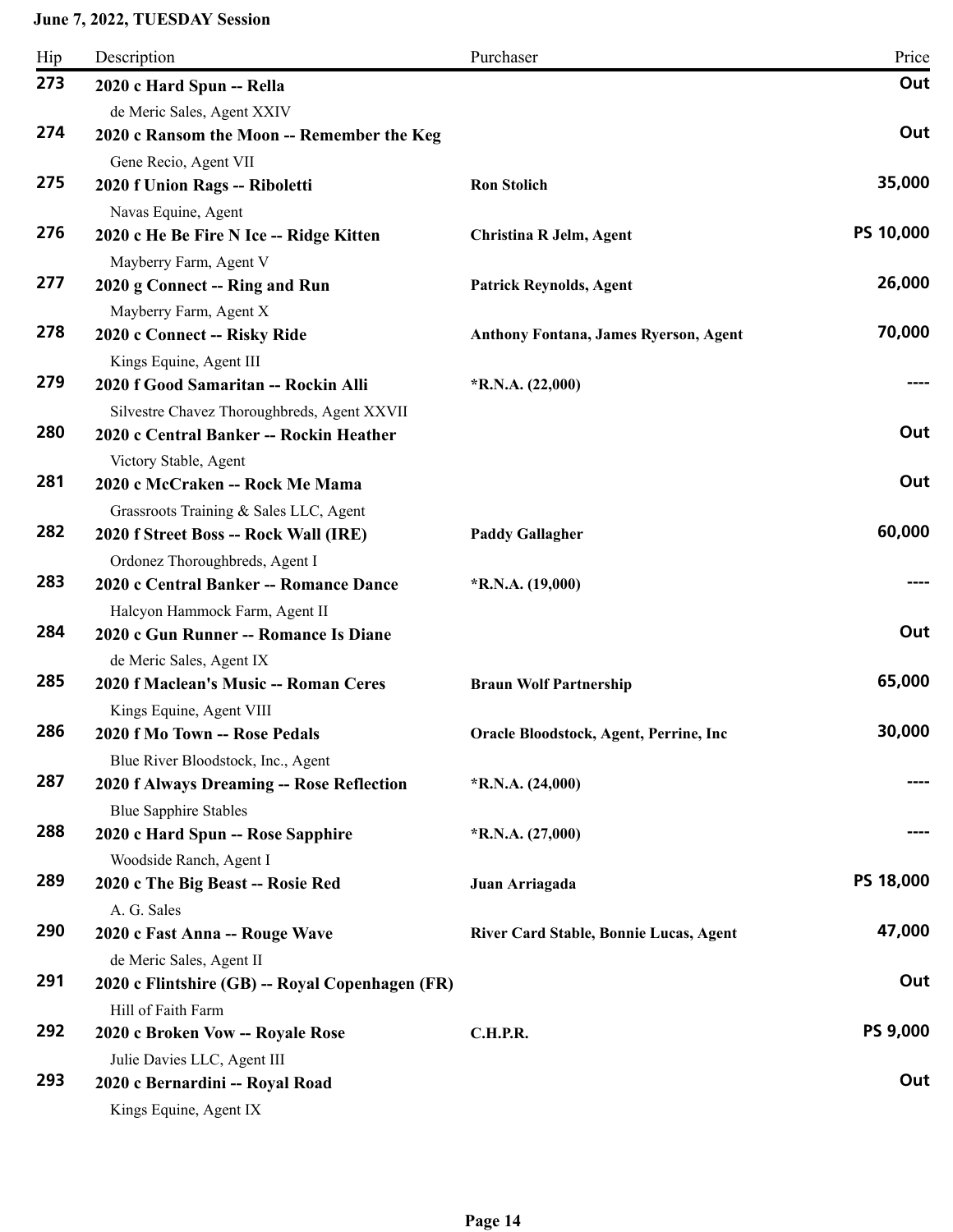**June 7, 2022, TUESDAY Session**

| Hip | Description | Purchaser | Price |
|---|---|---|---|
| **273** | **2020 c Hard Spun -- Rella**<br>de Meric Sales, Agent XXIV | | **Out** |
| **274** | **2020 c Ransom the Moon -- Remember the Keg**<br>Gene Recio, Agent VII | | **Out** |
| **275** | **2020 f Union Rags -- Riboletti**<br>Navas Equine, Agent | **Ron Stolich** | **35,000** |
| **276** | **2020 c He Be Fire N Ice -- Ridge Kitten**<br>Mayberry Farm, Agent V | **Christina R Jelm, Agent** | **PS 10,000** |
| **277** | **2020 g Connect -- Ring and Run**<br>Mayberry Farm, Agent X | **Patrick Reynolds, Agent** | **26,000** |
| **278** | **2020 c Connect -- Risky Ride**<br>Kings Equine, Agent III | **Anthony Fontana, James Ryerson, Agent** | **70,000** |
| **279** | **2020 f Good Samaritan -- Rockin Alli**<br>Silvestre Chavez Thoroughbreds, Agent XXVII | **\*R.N.A. (22,000)** | **----** |
| **280** | **2020 c Central Banker -- Rockin Heather**<br>Victory Stable, Agent | | **Out** |
| **281** | **2020 c McCraken -- Rock Me Mama**<br>Grassroots Training & Sales LLC, Agent | | **Out** |
| **282** | **2020 f Street Boss -- Rock Wall (IRE)**<br>Ordonez Thoroughbreds, Agent I | **Paddy Gallagher** | **60,000** |
| **283** | **2020 c Central Banker -- Romance Dance**<br>Halcyon Hammock Farm, Agent II | **\*R.N.A. (19,000)** | **----** |
| **284** | **2020 c Gun Runner -- Romance Is Diane**<br>de Meric Sales, Agent IX | | **Out** |
| **285** | **2020 f Maclean's Music -- Roman Ceres**<br>Kings Equine, Agent VIII | **Braun Wolf Partnership** | **65,000** |
| **286** | **2020 f Mo Town -- Rose Pedals**<br>Blue River Bloodstock, Inc., Agent | **Oracle Bloodstock, Agent, Perrine, Inc** | **30,000** |
| **287** | **2020 f Always Dreaming -- Rose Reflection**<br>Blue Sapphire Stables | **\*R.N.A. (24,000)** | **----** |
| **288** | **2020 c Hard Spun -- Rose Sapphire**<br>Woodside Ranch, Agent I | **\*R.N.A. (27,000)** | **----** |
| **289** | **2020 c The Big Beast -- Rosie Red**<br>A. G. Sales | **Juan Arriagada** | **PS 18,000** |
| **290** | **2020 c Fast Anna -- Rouge Wave**<br>de Meric Sales, Agent II | **River Card Stable, Bonnie Lucas, Agent** | **47,000** |
| **291** | **2020 c Flintshire (GB) -- Royal Copenhagen (FR)**<br>Hill of Faith Farm | | **Out** |
| **292** | **2020 c Broken Vow -- Royale Rose**<br>Julie Davies LLC, Agent III | **C.H.P.R.** | **PS 9,000** |
| **293** | **2020 c Bernardini -- Royal Road**<br>Kings Equine, Agent IX | | **Out** |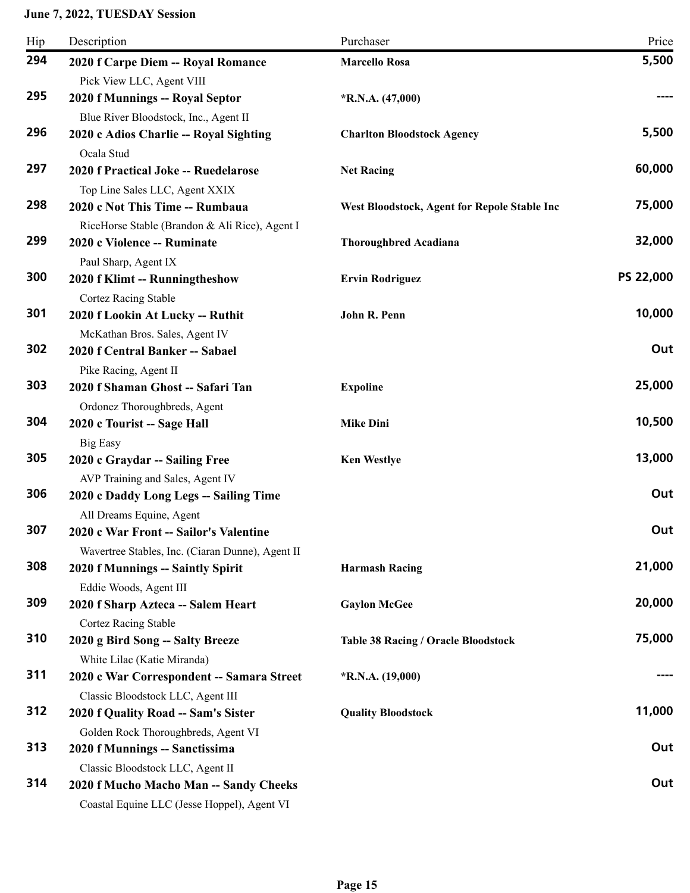**June 7, 2022, TUESDAY Session**

| Hip | Description | Purchaser | Price |
|---|---|---|---|
| 294 | **2020 f Carpe Diem -- Royal Romance**<br>Pick View LLC, Agent VIII | **Marcello Rosa** | 5,500 |
| 295 | **2020 f Munnings -- Royal Septor**<br>Blue River Bloodstock, Inc., Agent II | ***R.N.A. (47,000)** | ---- |
| 296 | **2020 c Adios Charlie -- Royal Sighting**<br>Ocala Stud | **Charlton Bloodstock Agency** | 5,500 |
| 297 | **2020 f Practical Joke -- Ruedelarose**<br>Top Line Sales LLC, Agent XXIX | **Net Racing** | 60,000 |
| 298 | **2020 c Not This Time -- Rumbaua**<br>RiceHorse Stable (Brandon & Ali Rice), Agent I | **West Bloodstock, Agent for Repole Stable Inc** | 75,000 |
| 299 | **2020 c Violence -- Ruminate**<br>Paul Sharp, Agent IX | **Thoroughbred Acadiana** | 32,000 |
| 300 | **2020 f Klimt -- Runningtheshow**<br>Cortez Racing Stable | **Ervin Rodriguez** | PS 22,000 |
| 301 | **2020 f Lookin At Lucky -- Ruthit**<br>McKathan Bros. Sales, Agent IV | **John R. Penn** | 10,000 |
| 302 | **2020 f Central Banker -- Sabael**<br>Pike Racing, Agent II | | Out |
| 303 | **2020 f Shaman Ghost -- Safari Tan**<br>Ordonez Thoroughbreds, Agent | **Expoline** | 25,000 |
| 304 | **2020 c Tourist -- Sage Hall**<br>Big Easy | **Mike Dini** | 10,500 |
| 305 | **2020 c Graydar -- Sailing Free**<br>AVP Training and Sales, Agent IV | **Ken Westlye** | 13,000 |
| 306 | **2020 c Daddy Long Legs -- Sailing Time**<br>All Dreams Equine, Agent | | Out |
| 307 | **2020 c War Front -- Sailor's Valentine**<br>Wavertree Stables, Inc. (Ciaran Dunne), Agent II | | Out |
| 308 | **2020 f Munnings -- Saintly Spirit**<br>Eddie Woods, Agent III | **Harmash Racing** | 21,000 |
| 309 | **2020 f Sharp Azteca -- Salem Heart**<br>Cortez Racing Stable | **Gaylon McGee** | 20,000 |
| 310 | **2020 g Bird Song -- Salty Breeze**<br>White Lilac (Katie Miranda) | **Table 38 Racing / Oracle Bloodstock** | 75,000 |
| 311 | **2020 c War Correspondent -- Samara Street**<br>Classic Bloodstock LLC, Agent III | ***R.N.A. (19,000)** | ---- |
| 312 | **2020 f Quality Road -- Sam's Sister**<br>Golden Rock Thoroughbreds, Agent VI | **Quality Bloodstock** | 11,000 |
| 313 | **2020 f Munnings -- Sanctissima**<br>Classic Bloodstock LLC, Agent II | | Out |
| 314 | **2020 f Mucho Macho Man -- Sandy Cheeks**<br>Coastal Equine LLC (Jesse Hoppel), Agent VI | | Out |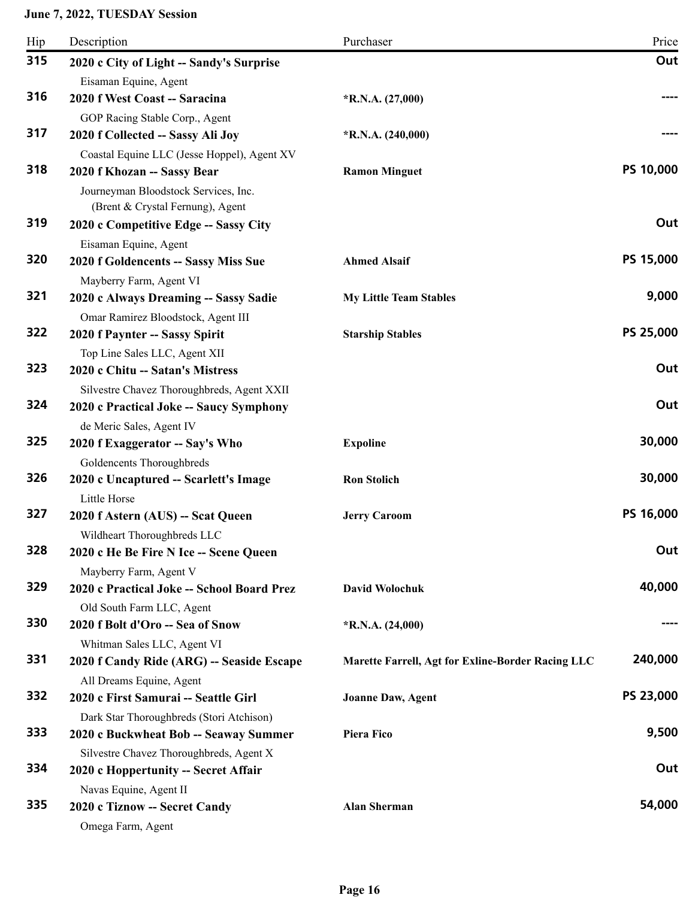**June 7, 2022, TUESDAY Session**

| Hip | Description | Purchaser | Price |
|---|---|---|---|
| 315 | **2020 c City of Light -- Sandy's Surprise**<br>Eisaman Equine, Agent | | **Out** |
| 316 | **2020 f West Coast -- Saracina**<br>GOP Racing Stable Corp., Agent | **\*R.N.A. (27,000)** | **----** |
| 317 | **2020 f Collected -- Sassy Ali Joy**<br>Coastal Equine LLC (Jesse Hoppel), Agent XV | **\*R.N.A. (240,000)** | **----** |
| 318 | **2020 f Khozan -- Sassy Bear**<br>Journeyman Bloodstock Services, Inc. (Brent & Crystal Fernung), Agent | **Ramon Minguet** | **PS 10,000** |
| 319 | **2020 c Competitive Edge -- Sassy City**<br>Eisaman Equine, Agent | | **Out** |
| 320 | **2020 f Goldencents -- Sassy Miss Sue**<br>Mayberry Farm, Agent VI | **Ahmed Alsaif** | **PS 15,000** |
| 321 | **2020 c Always Dreaming -- Sassy Sadie**<br>Omar Ramirez Bloodstock, Agent III | **My Little Team Stables** | **9,000** |
| 322 | **2020 f Paynter -- Sassy Spirit**<br>Top Line Sales LLC, Agent XII | **Starship Stables** | **PS 25,000** |
| 323 | **2020 c Chitu -- Satan's Mistress**<br>Silvestre Chavez Thoroughbreds, Agent XXII | | **Out** |
| 324 | **2020 c Practical Joke -- Saucy Symphony**<br>de Meric Sales, Agent IV | | **Out** |
| 325 | **2020 f Exaggerator -- Say's Who**<br>Goldencents Thoroughbreds | **Expoline** | **30,000** |
| 326 | **2020 c Uncaptured -- Scarlett's Image**<br>Little Horse | **Ron Stolich** | **30,000** |
| 327 | **2020 f Astern (AUS) -- Scat Queen**<br>Wildheart Thoroughbreds LLC | **Jerry Caroom** | **PS 16,000** |
| 328 | **2020 c He Be Fire N Ice -- Scene Queen**<br>Mayberry Farm, Agent V | | **Out** |
| 329 | **2020 c Practical Joke -- School Board Prez**<br>Old South Farm LLC, Agent | **David Wolochuk** | **40,000** |
| 330 | **2020 f Bolt d'Oro -- Sea of Snow**<br>Whitman Sales LLC, Agent VI | **\*R.N.A. (24,000)** | **----** |
| 331 | **2020 f Candy Ride (ARG) -- Seaside Escape**<br>All Dreams Equine, Agent | **Marette Farrell, Agt for Exline-Border Racing LLC** | **240,000** |
| 332 | **2020 c First Samurai -- Seattle Girl**<br>Dark Star Thoroughbreds (Stori Atchison) | **Joanne Daw, Agent** | **PS 23,000** |
| 333 | **2020 c Buckwheat Bob -- Seaway Summer**<br>Silvestre Chavez Thoroughbreds, Agent X | **Piera Fico** | **9,500** |
| 334 | **2020 c Hoppertunity -- Secret Affair**<br>Navas Equine, Agent II | | **Out** |
| 335 | **2020 c Tiznow -- Secret Candy**<br>Omega Farm, Agent | **Alan Sherman** | **54,000** |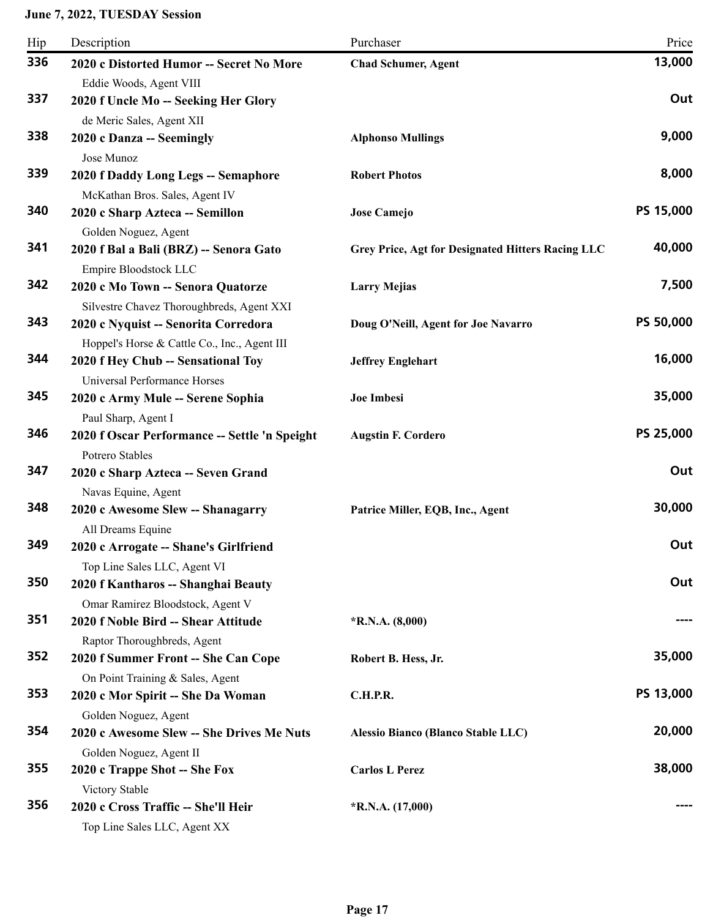**June 7, 2022, TUESDAY Session**

| Hip | Description | Purchaser | Price |
| --- | --- | --- | --- |
| 336 | **2020 c Distorted Humor -- Secret No More**<br>Eddie Woods, Agent VIII | **Chad Schumer, Agent** | **13,000** |
| 337 | **2020 f Uncle Mo -- Seeking Her Glory**<br>de Meric Sales, Agent XII | | **Out** |
| 338 | **2020 c Danza -- Seemingly**<br>Jose Munoz | **Alphonso Mullings** | **9,000** |
| 339 | **2020 f Daddy Long Legs -- Semaphore**<br>McKathan Bros. Sales, Agent IV | **Robert Photos** | **8,000** |
| 340 | **2020 c Sharp Azteca -- Semillon**<br>Golden Noguez, Agent | **Jose Camejo** | **PS 15,000** |
| 341 | **2020 f Bal a Bali (BRZ) -- Senora Gato**<br>Empire Bloodstock LLC | **Grey Price, Agt for Designated Hitters Racing LLC** | **40,000** |
| 342 | **2020 c Mo Town -- Senora Quatorze**<br>Silvestre Chavez Thoroughbreds, Agent XXI | **Larry Mejias** | **7,500** |
| 343 | **2020 c Nyquist -- Senorita Corredora**<br>Hoppel's Horse & Cattle Co., Inc., Agent III | **Doug O'Neill, Agent for Joe Navarro** | **PS 50,000** |
| 344 | **2020 f Hey Chub -- Sensational Toy**<br>Universal Performance Horses | **Jeffrey Englehart** | **16,000** |
| 345 | **2020 c Army Mule -- Serene Sophia**<br>Paul Sharp, Agent I | **Joe Imbesi** | **35,000** |
| 346 | **2020 f Oscar Performance -- Settle 'n Speight**<br>Potrero Stables | **Augstin F. Cordero** | **PS 25,000** |
| 347 | **2020 c Sharp Azteca -- Seven Grand**<br>Navas Equine, Agent | | **Out** |
| 348 | **2020 c Awesome Slew -- Shanagarry**<br>All Dreams Equine | **Patrice Miller, EQB, Inc., Agent** | **30,000** |
| 349 | **2020 c Arrogate -- Shane's Girlfriend**<br>Top Line Sales LLC, Agent VI | | **Out** |
| 350 | **2020 f Kantharos -- Shanghai Beauty**<br>Omar Ramirez Bloodstock, Agent V | | **Out** |
| 351 | **2020 f Noble Bird -- Shear Attitude**<br>Raptor Thoroughbreds, Agent | ***R.N.A. (8,000)** | **----** |
| 352 | **2020 f Summer Front -- She Can Cope**<br>On Point Training & Sales, Agent | **Robert B. Hess, Jr.** | **35,000** |
| 353 | **2020 c Mor Spirit -- She Da Woman**<br>Golden Noguez, Agent | **C.H.P.R.** | **PS 13,000** |
| 354 | **2020 c Awesome Slew -- She Drives Me Nuts**<br>Golden Noguez, Agent II | **Alessio Bianco (Blanco Stable LLC)** | **20,000** |
| 355 | **2020 c Trappe Shot -- She Fox**<br>Victory Stable | **Carlos L Perez** | **38,000** |
| 356 | **2020 c Cross Traffic -- She'll Heir**<br>Top Line Sales LLC, Agent XX | ***R.N.A. (17,000)** | **----** |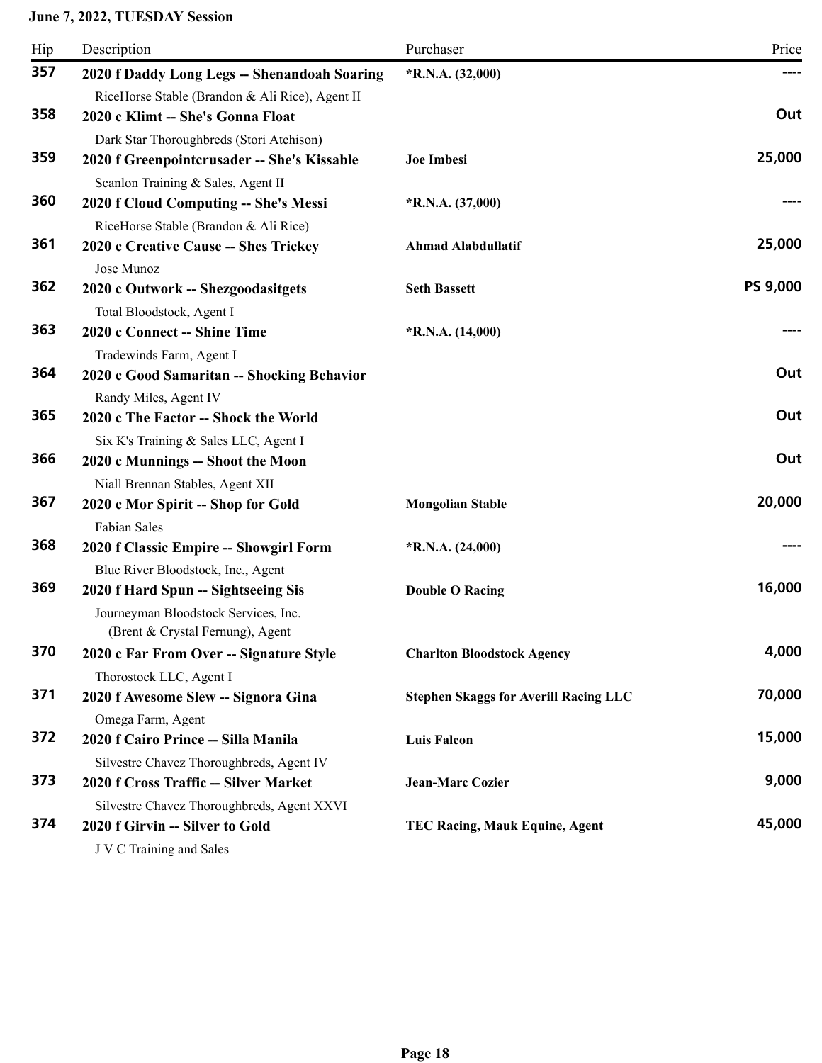**June 7, 2022, TUESDAY Session**

| Hip | Description | Purchaser | Price |
|---|---|---|---|
| 357 | **2020 f Daddy Long Legs -- Shenandoah Soaring**<br>RiceHorse Stable (Brandon & Ali Rice), Agent II | ***R.N.A. (32,000)** | ---- |
| 358 | **2020 c Klimt -- She's Gonna Float**<br>Dark Star Thoroughbreds (Stori Atchison) | | **Out** |
| 359 | **2020 f Greenpointcrusader -- She's Kissable**<br>Scanlon Training & Sales, Agent II | **Joe Imbesi** | **25,000** |
| 360 | **2020 f Cloud Computing -- She's Messi**<br>RiceHorse Stable (Brandon & Ali Rice) | ***R.N.A. (37,000)** | ---- |
| 361 | **2020 c Creative Cause -- Shes Trickey**<br>Jose Munoz | **Ahmad Alabdullatif** | **25,000** |
| 362 | **2020 c Outwork -- Shezgoodasitgets**<br>Total Bloodstock, Agent I | **Seth Bassett** | **PS 9,000** |
| 363 | **2020 c Connect -- Shine Time**<br>Tradewinds Farm, Agent I | ***R.N.A. (14,000)** | ---- |
| 364 | **2020 c Good Samaritan -- Shocking Behavior**<br>Randy Miles, Agent IV | | **Out** |
| 365 | **2020 c The Factor -- Shock the World**<br>Six K's Training & Sales LLC, Agent I | | **Out** |
| 366 | **2020 c Munnings -- Shoot the Moon**<br>Niall Brennan Stables, Agent XII | | **Out** |
| 367 | **2020 c Mor Spirit -- Shop for Gold**<br>Fabian Sales | **Mongolian Stable** | **20,000** |
| 368 | **2020 f Classic Empire -- Showgirl Form**<br>Blue River Bloodstock, Inc., Agent | ***R.N.A. (24,000)** | ---- |
| 369 | **2020 f Hard Spun -- Sightseeing Sis**<br>Journeyman Bloodstock Services, Inc. (Brent & Crystal Fernung), Agent | **Double O Racing** | **16,000** |
| 370 | **2020 c Far From Over -- Signature Style**<br>Thorostock LLC, Agent I | **Charlton Bloodstock Agency** | **4,000** |
| 371 | **2020 f Awesome Slew -- Signora Gina**<br>Omega Farm, Agent | **Stephen Skaggs for Averill Racing LLC** | **70,000** |
| 372 | **2020 f Cairo Prince -- Silla Manila**<br>Silvestre Chavez Thoroughbreds, Agent IV | **Luis Falcon** | **15,000** |
| 373 | **2020 f Cross Traffic -- Silver Market**<br>Silvestre Chavez Thoroughbreds, Agent XXVI | **Jean-Marc Cozier** | **9,000** |
| 374 | **2020 f Girvin -- Silver to Gold**<br>J V C Training and Sales | **TEC Racing, Mauk Equine, Agent** | **45,000** |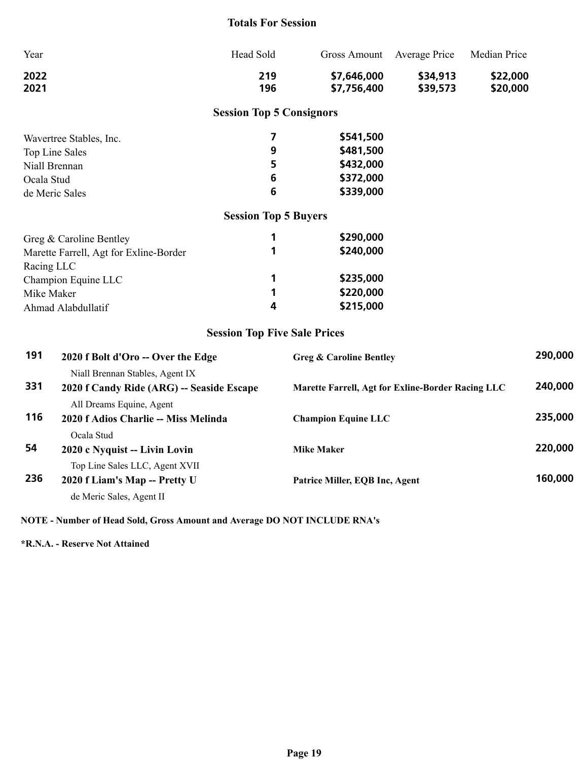## Totals For Session

| Year | Head Sold | Gross Amount | Average Price | Median Price |
|---|---|---|---|---|
| **2022** | **219** | **$7,646,000** | **$34,913** | **$22,000** |
| **2021** | **196** | **$7,756,400** | **$39,573** | **$20,000** |

## Session Top 5 Consignors

| | | |
|---|---|---|
| Wavertree Stables, Inc. | **7** | **$541,500** |
| Top Line Sales | **9** | **$481,500** |
| Niall Brennan | **5** | **$432,000** |
| Ocala Stud | **6** | **$372,000** |
| de Meric Sales | **6** | **$339,000** |

## Session Top 5 Buyers

| | | |
|---|---|---|
| Greg & Caroline Bentley | **1** | **$290,000** |
| Marette Farrell, Agt for Exline-Border Racing LLC | **1** | **$240,000** |
| Champion Equine LLC | **1** | **$235,000** |
| Mike Maker | **1** | **$220,000** |
| Ahmad Alabdullatif | **4** | **$215,000** |

## Session Top Five Sale Prices

| | | | |
|---|---|---|---|
| **191** | **2020 f Bolt d'Oro -- Over the Edge**<br>Niall Brennan Stables, Agent IX | **Greg & Caroline Bentley** | **290,000** |
| **331** | **2020 f Candy Ride (ARG) -- Seaside Escape**<br>All Dreams Equine, Agent | **Marette Farrell, Agt for Exline-Border Racing LLC** | **240,000** |
| **116** | **2020 f Adios Charlie -- Miss Melinda**<br>Ocala Stud | **Champion Equine LLC** | **235,000** |
| **54** | **2020 c Nyquist -- Livin Lovin**<br>Top Line Sales LLC, Agent XVII | **Mike Maker** | **220,000** |
| **236** | **2020 f Liam's Map -- Pretty U**<br>de Meric Sales, Agent II | **Patrice Miller, EQB Inc, Agent** | **160,000** |

**NOTE - Number of Head Sold, Gross Amount and Average DO NOT INCLUDE RNA's**

***R.N.A. - Reserve Not Attained**